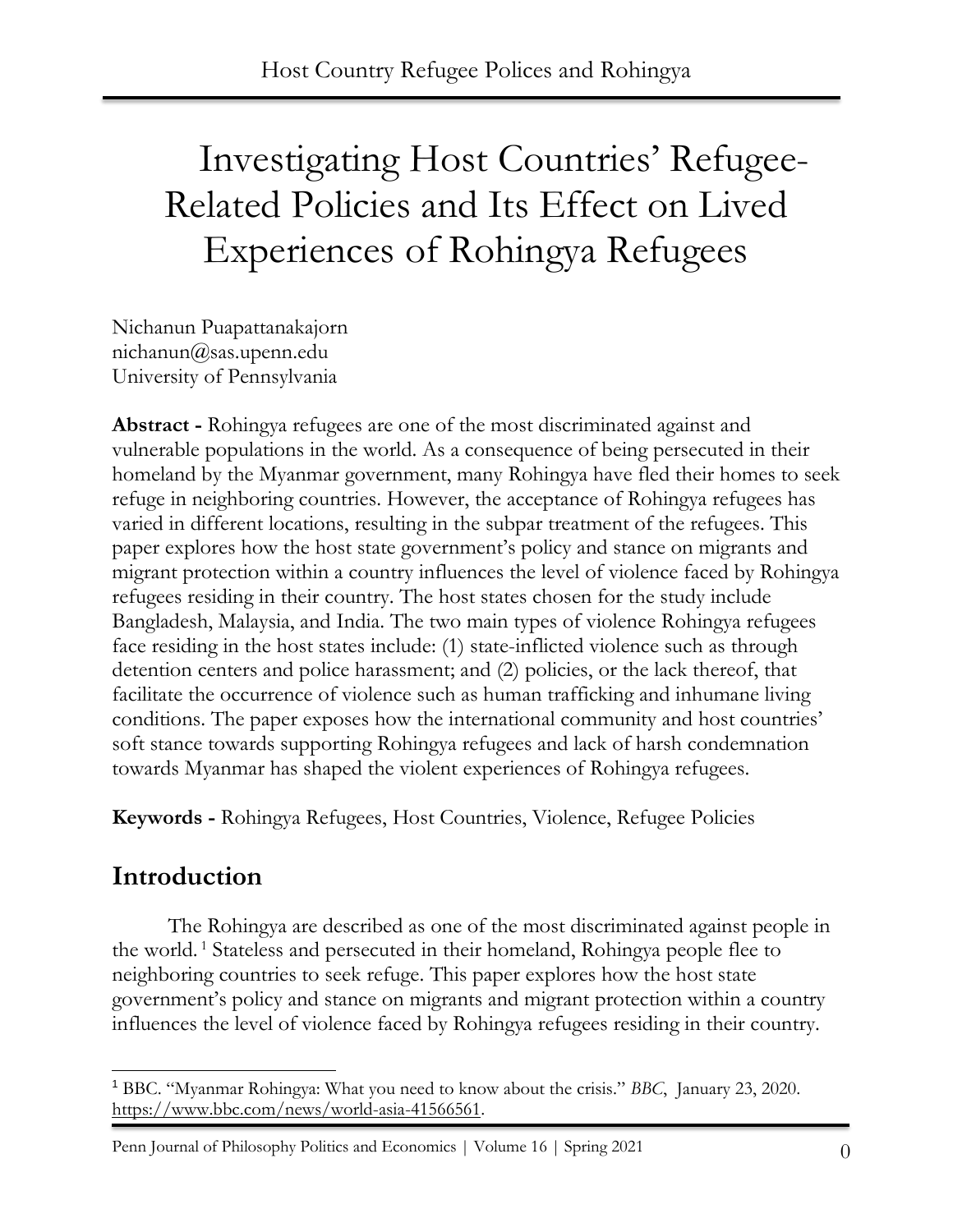# Investigating Host Countries' Refugee-Related Policies and Its Effect on Lived Experiences of Rohingya Refugees

Nichanun Puapattanakajorn
nichanun@sas.upenn.edu
University of Pennsylvania

**Abstract -** Rohingya refugees are one of the most discriminated against and vulnerable populations in the world. As a consequence of being persecuted in their homeland by the Myanmar government, many Rohingya have fled their homes to seek refuge in neighboring countries. However, the acceptance of Rohingya refugees has varied in different locations, resulting in the subpar treatment of the refugees. This paper explores how the host state government's policy and stance on migrants and migrant protection within a country influences the level of violence faced by Rohingya refugees residing in their country. The host states chosen for the study include Bangladesh, Malaysia, and India. The two main types of violence Rohingya refugees face residing in the host states include: (1) state-inflicted violence such as through detention centers and police harassment; and (2) policies, or the lack thereof, that facilitate the occurrence of violence such as human trafficking and inhumane living conditions. The paper exposes how the international community and host countries' soft stance towards supporting Rohingya refugees and lack of harsh condemnation towards Myanmar has shaped the violent experiences of Rohingya refugees.

**Keywords -** Rohingya Refugees, Host Countries, Violence, Refugee Policies

## Introduction

The Rohingya are described as one of the most discriminated against people in the world.[1] Stateless and persecuted in their homeland, Rohingya people flee to neighboring countries to seek refuge. This paper explores how the host state government's policy and stance on migrants and migrant protection within a country influences the level of violence faced by Rohingya refugees residing in their country.

[1] BBC. "Myanmar Rohingya: What you need to know about the crisis." *BBC*, January 23, 2020. https://www.bbc.com/news/world-asia-41566561.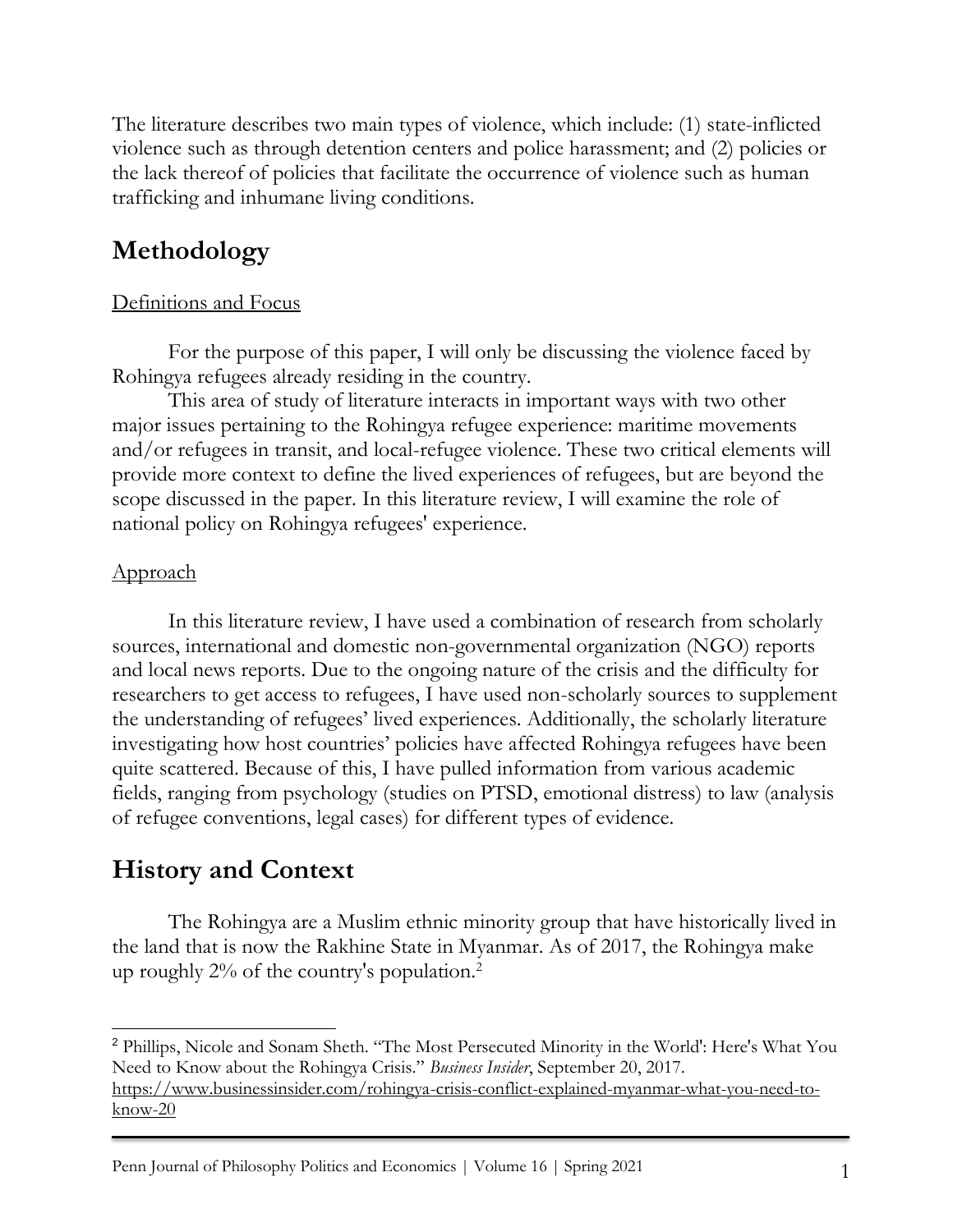The literature describes two main types of violence, which include: (1) state-inflicted violence such as through detention centers and police harassment; and (2) policies or the lack thereof of policies that facilitate the occurrence of violence such as human trafficking and inhumane living conditions.

## Methodology

Definitions and Focus

For the purpose of this paper, I will only be discussing the violence faced by Rohingya refugees already residing in the country.

This area of study of literature interacts in important ways with two other major issues pertaining to the Rohingya refugee experience: maritime movements and/or refugees in transit, and local-refugee violence. These two critical elements will provide more context to define the lived experiences of refugees, but are beyond the scope discussed in the paper. In this literature review, I will examine the role of national policy on Rohingya refugees' experience.

Approach

In this literature review, I have used a combination of research from scholarly sources, international and domestic non-governmental organization (NGO) reports and local news reports. Due to the ongoing nature of the crisis and the difficulty for researchers to get access to refugees, I have used non-scholarly sources to supplement the understanding of refugees' lived experiences. Additionally, the scholarly literature investigating how host countries' policies have affected Rohingya refugees have been quite scattered. Because of this, I have pulled information from various academic fields, ranging from psychology (studies on PTSD, emotional distress) to law (analysis of refugee conventions, legal cases) for different types of evidence.

## History and Context

The Rohingya are a Muslim ethnic minority group that have historically lived in the land that is now the Rakhine State in Myanmar. As of 2017, the Rohingya make up roughly 2% of the country's population.[2]

---

[2] Phillips, Nicole and Sonam Sheth. "The Most Persecuted Minority in the World': Here's What You Need to Know about the Rohingya Crisis." *Business Insider*, September 20, 2017. https://www.businessinsider.com/rohingya-crisis-conflict-explained-myanmar-what-you-need-to-know-20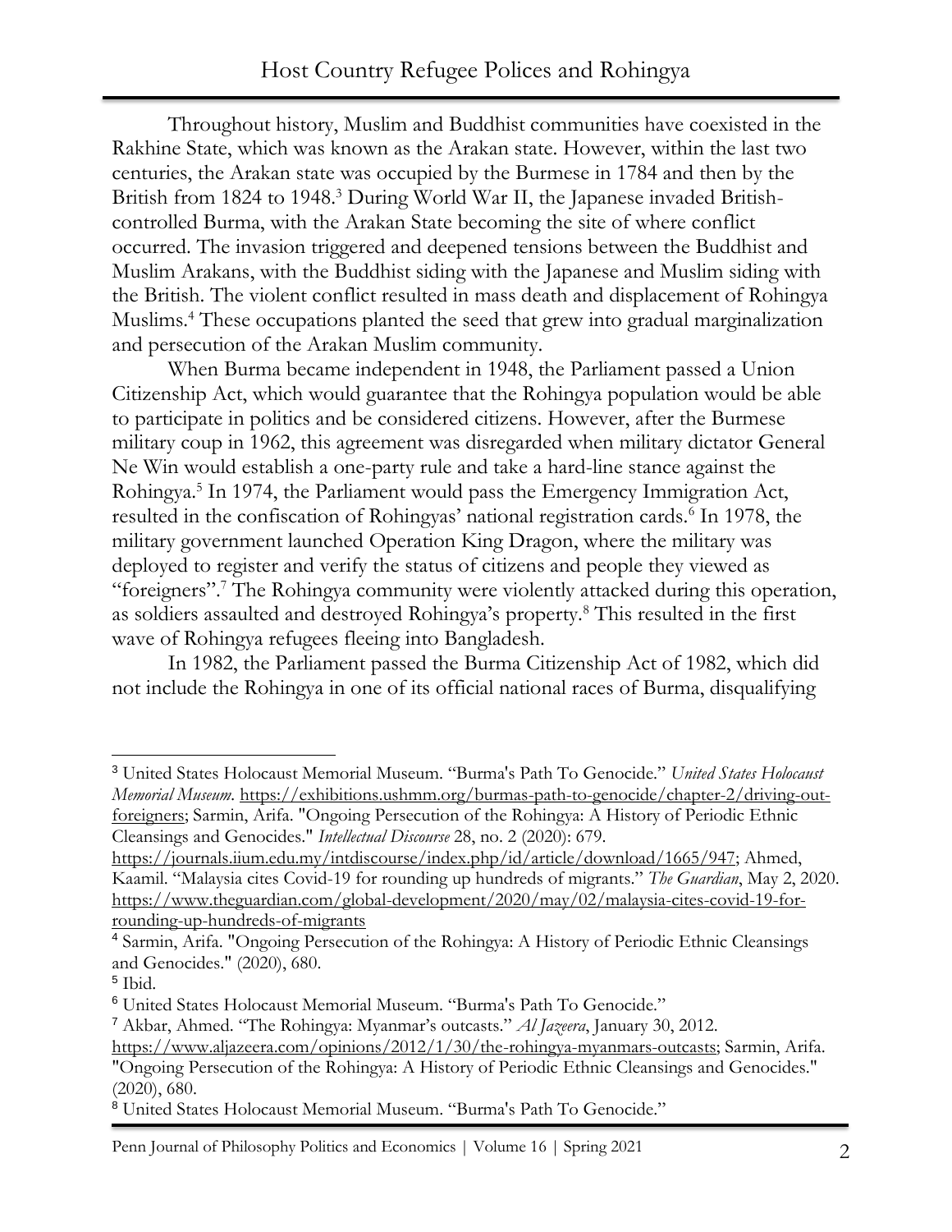Throughout history, Muslim and Buddhist communities have coexisted in the Rakhine State, which was known as the Arakan state. However, within the last two centuries, the Arakan state was occupied by the Burmese in 1784 and then by the British from 1824 to 1948.[3] During World War II, the Japanese invaded British-controlled Burma, with the Arakan State becoming the site of where conflict occurred. The invasion triggered and deepened tensions between the Buddhist and Muslim Arakans, with the Buddhist siding with the Japanese and Muslim siding with the British. The violent conflict resulted in mass death and displacement of Rohingya Muslims.[4] These occupations planted the seed that grew into gradual marginalization and persecution of the Arakan Muslim community.

When Burma became independent in 1948, the Parliament passed a Union Citizenship Act, which would guarantee that the Rohingya population would be able to participate in politics and be considered citizens. However, after the Burmese military coup in 1962, this agreement was disregarded when military dictator General Ne Win would establish a one-party rule and take a hard-line stance against the Rohingya.[5] In 1974, the Parliament would pass the Emergency Immigration Act, resulted in the confiscation of Rohingyas' national registration cards.[6] In 1978, the military government launched Operation King Dragon, where the military was deployed to register and verify the status of citizens and people they viewed as "foreigners".[7] The Rohingya community were violently attacked during this operation, as soldiers assaulted and destroyed Rohingya's property.[8] This resulted in the first wave of Rohingya refugees fleeing into Bangladesh.

In 1982, the Parliament passed the Burma Citizenship Act of 1982, which did not include the Rohingya in one of its official national races of Burma, disqualifying

---

[3] United States Holocaust Memorial Museum. "Burma's Path To Genocide." *United States Holocaust Memorial Museum*. https://exhibitions.ushmm.org/burmas-path-to-genocide/chapter-2/driving-out-foreigners; Sarmin, Arifa. "Ongoing Persecution of the Rohingya: A History of Periodic Ethnic Cleansings and Genocides." *Intellectual Discourse* 28, no. 2 (2020): 679. https://journals.iium.edu.my/intdiscourse/index.php/id/article/download/1665/947; Ahmed, Kaamil. "Malaysia cites Covid-19 for rounding up hundreds of migrants." *The Guardian*, May 2, 2020. https://www.theguardian.com/global-development/2020/may/02/malaysia-cites-covid-19-for-rounding-up-hundreds-of-migrants

[4] Sarmin, Arifa. "Ongoing Persecution of the Rohingya: A History of Periodic Ethnic Cleansings and Genocides." (2020), 680.

[5] Ibid.

[6] United States Holocaust Memorial Museum. "Burma's Path To Genocide."

[7] Akbar, Ahmed. "The Rohingya: Myanmar's outcasts." *Al Jazeera*, January 30, 2012. https://www.aljazeera.com/opinions/2012/1/30/the-rohingya-myanmars-outcasts; Sarmin, Arifa. "Ongoing Persecution of the Rohingya: A History of Periodic Ethnic Cleansings and Genocides." (2020), 680.

[8] United States Holocaust Memorial Museum. "Burma's Path To Genocide."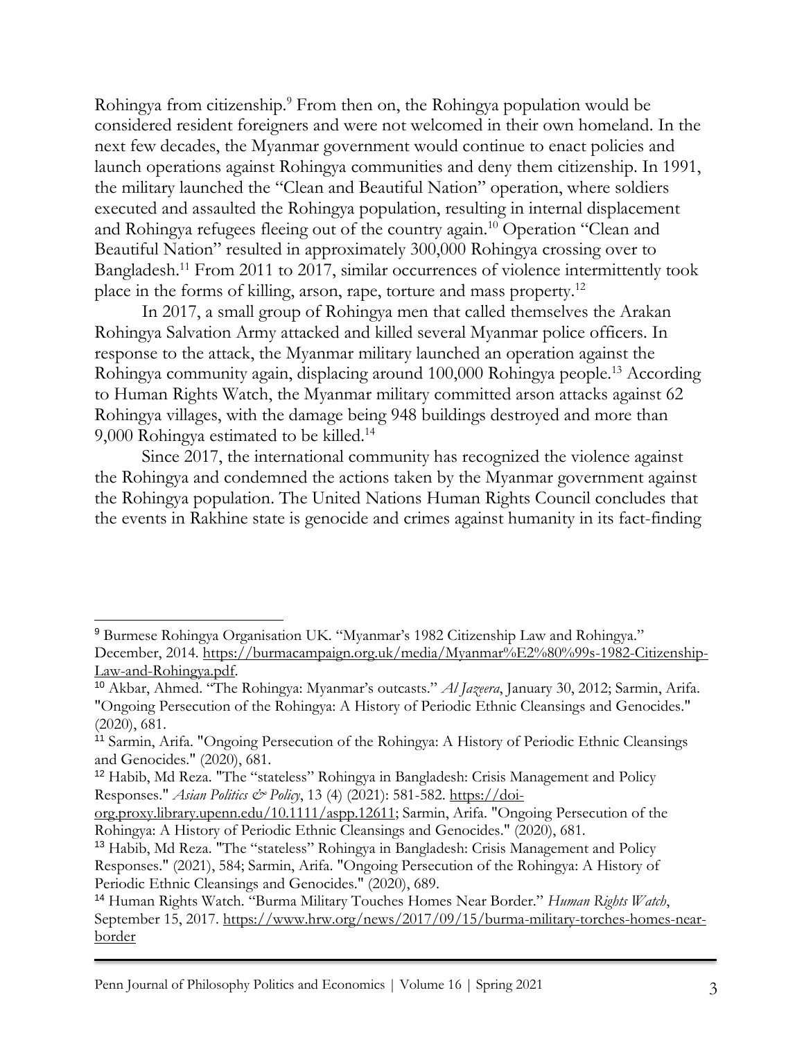Rohingya from citizenship.[9] From then on, the Rohingya population would be considered resident foreigners and were not welcomed in their own homeland. In the next few decades, the Myanmar government would continue to enact policies and launch operations against Rohingya communities and deny them citizenship. In 1991, the military launched the "Clean and Beautiful Nation" operation, where soldiers executed and assaulted the Rohingya population, resulting in internal displacement and Rohingya refugees fleeing out of the country again.[10] Operation "Clean and Beautiful Nation" resulted in approximately 300,000 Rohingya crossing over to Bangladesh.[11] From 2011 to 2017, similar occurrences of violence intermittently took place in the forms of killing, arson, rape, torture and mass property.[12]

In 2017, a small group of Rohingya men that called themselves the Arakan Rohingya Salvation Army attacked and killed several Myanmar police officers. In response to the attack, the Myanmar military launched an operation against the Rohingya community again, displacing around 100,000 Rohingya people.[13] According to Human Rights Watch, the Myanmar military committed arson attacks against 62 Rohingya villages, with the damage being 948 buildings destroyed and more than 9,000 Rohingya estimated to be killed.[14]

Since 2017, the international community has recognized the violence against the Rohingya and condemned the actions taken by the Myanmar government against the Rohingya population. The United Nations Human Rights Council concludes that the events in Rakhine state is genocide and crimes against humanity in its fact-finding

---

[9] Burmese Rohingya Organisation UK. "Myanmar's 1982 Citizenship Law and Rohingya." December, 2014. https://burmacampaign.org.uk/media/Myanmar%E2%80%99s-1982-Citizenship-Law-and-Rohingya.pdf.

[10] Akbar, Ahmed. "The Rohingya: Myanmar's outcasts." *Al Jazeera*, January 30, 2012; Sarmin, Arifa. "Ongoing Persecution of the Rohingya: A History of Periodic Ethnic Cleansings and Genocides." (2020), 681.

[11] Sarmin, Arifa. "Ongoing Persecution of the Rohingya: A History of Periodic Ethnic Cleansings and Genocides." (2020), 681.

[12] Habib, Md Reza. "The "stateless" Rohingya in Bangladesh: Crisis Management and Policy Responses." *Asian Politics & Policy*, 13 (4) (2021): 581-582. https://doi-org.proxy.library.upenn.edu/10.1111/aspp.12611; Sarmin, Arifa. "Ongoing Persecution of the Rohingya: A History of Periodic Ethnic Cleansings and Genocides." (2020), 681.

[13] Habib, Md Reza. "The "stateless" Rohingya in Bangladesh: Crisis Management and Policy Responses." (2021), 584; Sarmin, Arifa. "Ongoing Persecution of the Rohingya: A History of Periodic Ethnic Cleansings and Genocides." (2020), 689.

[14] Human Rights Watch. "Burma Military Touches Homes Near Border." *Human Rights Watch*, September 15, 2017. https://www.hrw.org/news/2017/09/15/burma-military-torches-homes-near-border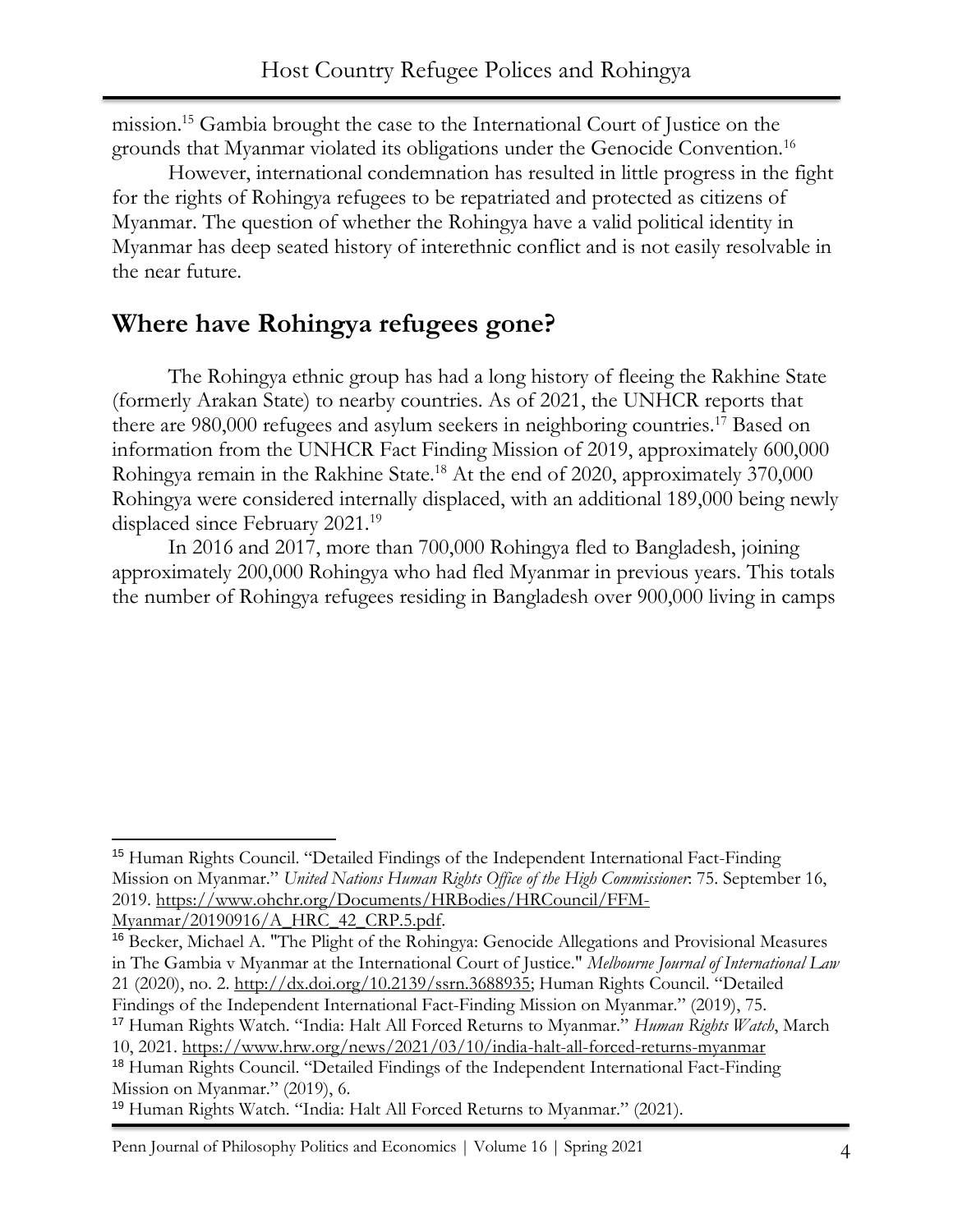mission.[15] Gambia brought the case to the International Court of Justice on the grounds that Myanmar violated its obligations under the Genocide Convention.[16]

However, international condemnation has resulted in little progress in the fight for the rights of Rohingya refugees to be repatriated and protected as citizens of Myanmar. The question of whether the Rohingya have a valid political identity in Myanmar has deep seated history of interethnic conflict and is not easily resolvable in the near future.

## Where have Rohingya refugees gone?

The Rohingya ethnic group has had a long history of fleeing the Rakhine State (formerly Arakan State) to nearby countries. As of 2021, the UNHCR reports that there are 980,000 refugees and asylum seekers in neighboring countries.[17] Based on information from the UNHCR Fact Finding Mission of 2019, approximately 600,000 Rohingya remain in the Rakhine State.[18] At the end of 2020, approximately 370,000 Rohingya were considered internally displaced, with an additional 189,000 being newly displaced since February 2021.[19]

In 2016 and 2017, more than 700,000 Rohingya fled to Bangladesh, joining approximately 200,000 Rohingya who had fled Myanmar in previous years. This totals the number of Rohingya refugees residing in Bangladesh over 900,000 living in camps

---

[15] Human Rights Council. "Detailed Findings of the Independent International Fact-Finding Mission on Myanmar." *United Nations Human Rights Office of the High Commissioner*: 75. September 16, 2019. https://www.ohchr.org/Documents/HRBodies/HRCouncil/FFM-Myanmar/20190916/A_HRC_42_CRP.5.pdf.

[16] Becker, Michael A. "The Plight of the Rohingya: Genocide Allegations and Provisional Measures in The Gambia v Myanmar at the International Court of Justice." *Melbourne Journal of International Law* 21 (2020), no. 2. http://dx.doi.org/10.2139/ssrn.3688935; Human Rights Council. "Detailed Findings of the Independent International Fact-Finding Mission on Myanmar." (2019), 75.

[17] Human Rights Watch. "India: Halt All Forced Returns to Myanmar." *Human Rights Watch*, March 10, 2021. https://www.hrw.org/news/2021/03/10/india-halt-all-forced-returns-myanmar

[18] Human Rights Council. "Detailed Findings of the Independent International Fact-Finding Mission on Myanmar." (2019), 6.

[19] Human Rights Watch. "India: Halt All Forced Returns to Myanmar." (2021).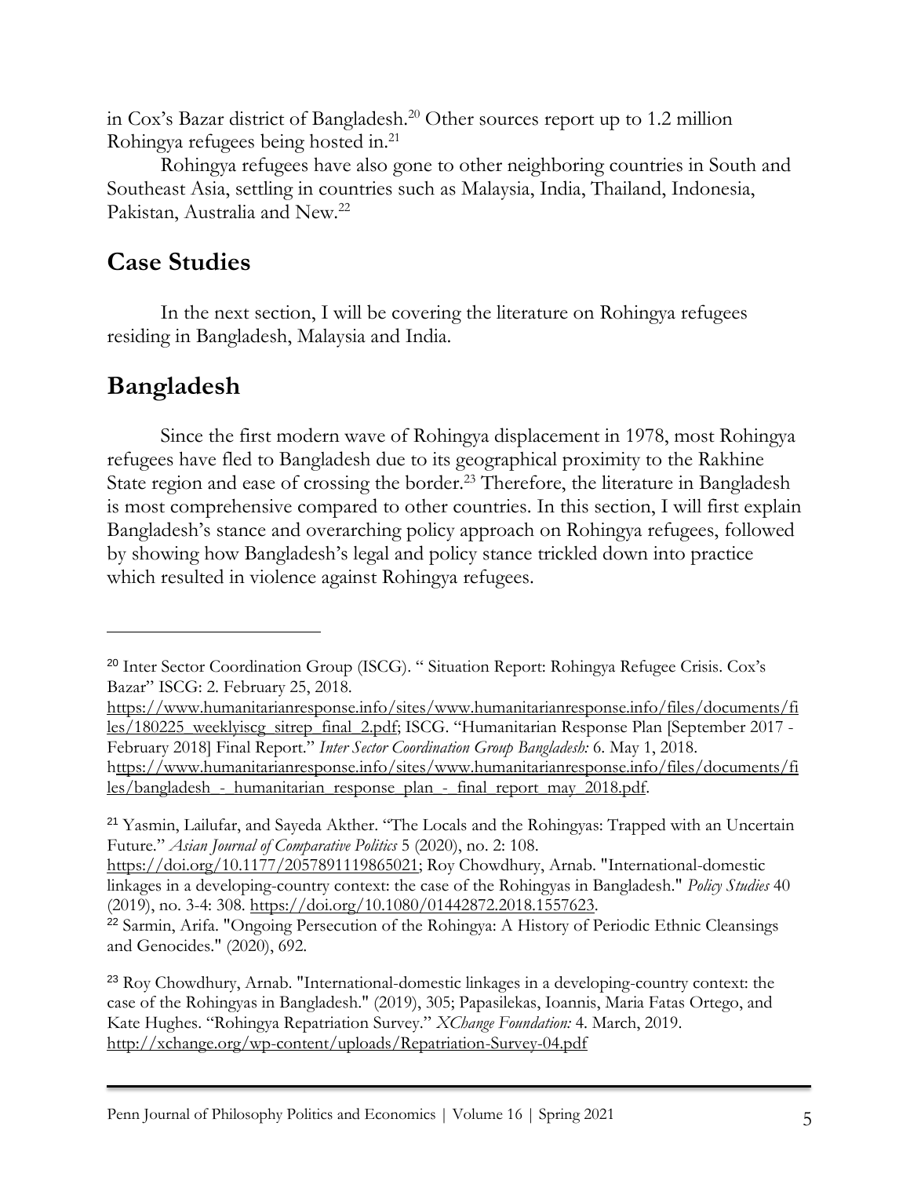in Cox's Bazar district of Bangladesh.[20] Other sources report up to 1.2 million Rohingya refugees being hosted in.[21]

Rohingya refugees have also gone to other neighboring countries in South and Southeast Asia, settling in countries such as Malaysia, India, Thailand, Indonesia, Pakistan, Australia and New.[22]

## Case Studies

In the next section, I will be covering the literature on Rohingya refugees residing in Bangladesh, Malaysia and India.

## Bangladesh

Since the first modern wave of Rohingya displacement in 1978, most Rohingya refugees have fled to Bangladesh due to its geographical proximity to the Rakhine State region and ease of crossing the border.[23] Therefore, the literature in Bangladesh is most comprehensive compared to other countries. In this section, I will first explain Bangladesh's stance and overarching policy approach on Rohingya refugees, followed by showing how Bangladesh's legal and policy stance trickled down into practice which resulted in violence against Rohingya refugees.

---

[20] Inter Sector Coordination Group (ISCG). " Situation Report: Rohingya Refugee Crisis. Cox's Bazar" ISCG: 2. February 25, 2018. https://www.humanitarianresponse.info/sites/www.humanitarianresponse.info/files/documents/files/180225_weeklyiscg_sitrep_final_2.pdf; ISCG. "Humanitarian Response Plan [September 2017 - February 2018] Final Report." *Inter Sector Coordination Group Bangladesh:* 6. May 1, 2018. https://www.humanitarianresponse.info/sites/www.humanitarianresponse.info/files/documents/files/bangladesh_-_humanitarian_response_plan_-_final_report_may_2018.pdf.

[21] Yasmin, Lailufar, and Sayeda Akther. "The Locals and the Rohingyas: Trapped with an Uncertain Future." *Asian Journal of Comparative Politics* 5 (2020), no. 2: 108. https://doi.org/10.1177/2057891119865021; Roy Chowdhury, Arnab. "International-domestic linkages in a developing-country context: the case of the Rohingyas in Bangladesh." *Policy Studies* 40 (2019), no. 3-4: 308. https://doi.org/10.1080/01442872.2018.1557623.

[22] Sarmin, Arifa. "Ongoing Persecution of the Rohingya: A History of Periodic Ethnic Cleansings and Genocides." (2020), 692.

[23] Roy Chowdhury, Arnab. "International-domestic linkages in a developing-country context: the case of the Rohingyas in Bangladesh." (2019), 305; Papasilekas, Ioannis, Maria Fatas Ortego, and Kate Hughes. "Rohingya Repatriation Survey." *XChange Foundation:* 4. March, 2019. http://xchange.org/wp-content/uploads/Repatriation-Survey-04.pdf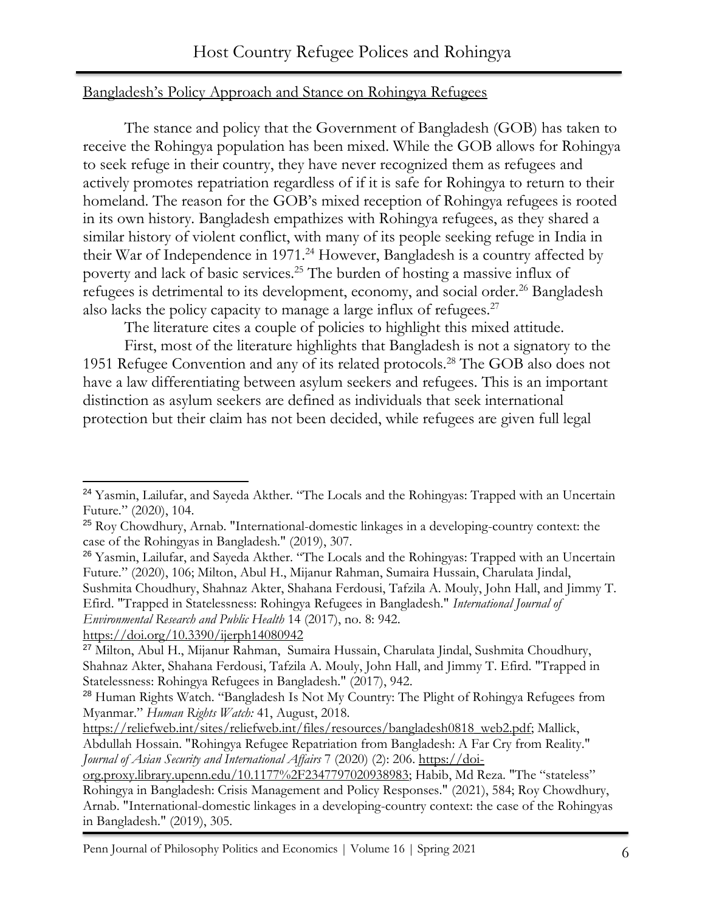Bangladesh's Policy Approach and Stance on Rohingya Refugees

The stance and policy that the Government of Bangladesh (GOB) has taken to receive the Rohingya population has been mixed. While the GOB allows for Rohingya to seek refuge in their country, they have never recognized them as refugees and actively promotes repatriation regardless of if it is safe for Rohingya to return to their homeland. The reason for the GOB's mixed reception of Rohingya refugees is rooted in its own history. Bangladesh empathizes with Rohingya refugees, as they shared a similar history of violent conflict, with many of its people seeking refuge in India in their War of Independence in 1971.[24] However, Bangladesh is a country affected by poverty and lack of basic services.[25] The burden of hosting a massive influx of refugees is detrimental to its development, economy, and social order.[26] Bangladesh also lacks the policy capacity to manage a large influx of refugees.[27]

The literature cites a couple of policies to highlight this mixed attitude.

First, most of the literature highlights that Bangladesh is not a signatory to the 1951 Refugee Convention and any of its related protocols.[28] The GOB also does not have a law differentiating between asylum seekers and refugees. This is an important distinction as asylum seekers are defined as individuals that seek international protection but their claim has not been decided, while refugees are given full legal

---

[24] Yasmin, Lailufar, and Sayeda Akther. "The Locals and the Rohingyas: Trapped with an Uncertain Future." (2020), 104.

[25] Roy Chowdhury, Arnab. "International-domestic linkages in a developing-country context: the case of the Rohingyas in Bangladesh." (2019), 307.

[26] Yasmin, Lailufar, and Sayeda Akther. "The Locals and the Rohingyas: Trapped with an Uncertain Future." (2020), 106; Milton, Abul H., Mijanur Rahman, Sumaira Hussain, Charulata Jindal, Sushmita Choudhury, Shahnaz Akter, Shahana Ferdousi, Tafzila A. Mouly, John Hall, and Jimmy T. Efird. "Trapped in Statelessness: Rohingya Refugees in Bangladesh." *International Journal of Environmental Research and Public Health* 14 (2017), no. 8: 942. https://doi.org/10.3390/ijerph14080942

[27] Milton, Abul H., Mijanur Rahman, Sumaira Hussain, Charulata Jindal, Sushmita Choudhury, Shahnaz Akter, Shahana Ferdousi, Tafzila A. Mouly, John Hall, and Jimmy T. Efird. "Trapped in Statelessness: Rohingya Refugees in Bangladesh." (2017), 942.

[28] Human Rights Watch. "Bangladesh Is Not My Country: The Plight of Rohingya Refugees from Myanmar." *Human Rights Watch:* 41, August, 2018. https://reliefweb.int/sites/reliefweb.int/files/resources/bangladesh0818_web2.pdf; Mallick, Abdullah Hossain. "Rohingya Refugee Repatriation from Bangladesh: A Far Cry from Reality." *Journal of Asian Security and International Affairs* 7 (2020) (2): 206. https://doi-org.proxy.library.upenn.edu/10.1177%2F2347797020938983; Habib, Md Reza. "The "stateless" Rohingya in Bangladesh: Crisis Management and Policy Responses." (2021), 584; Roy Chowdhury, Arnab. "International-domestic linkages in a developing-country context: the case of the Rohingyas in Bangladesh." (2019), 305.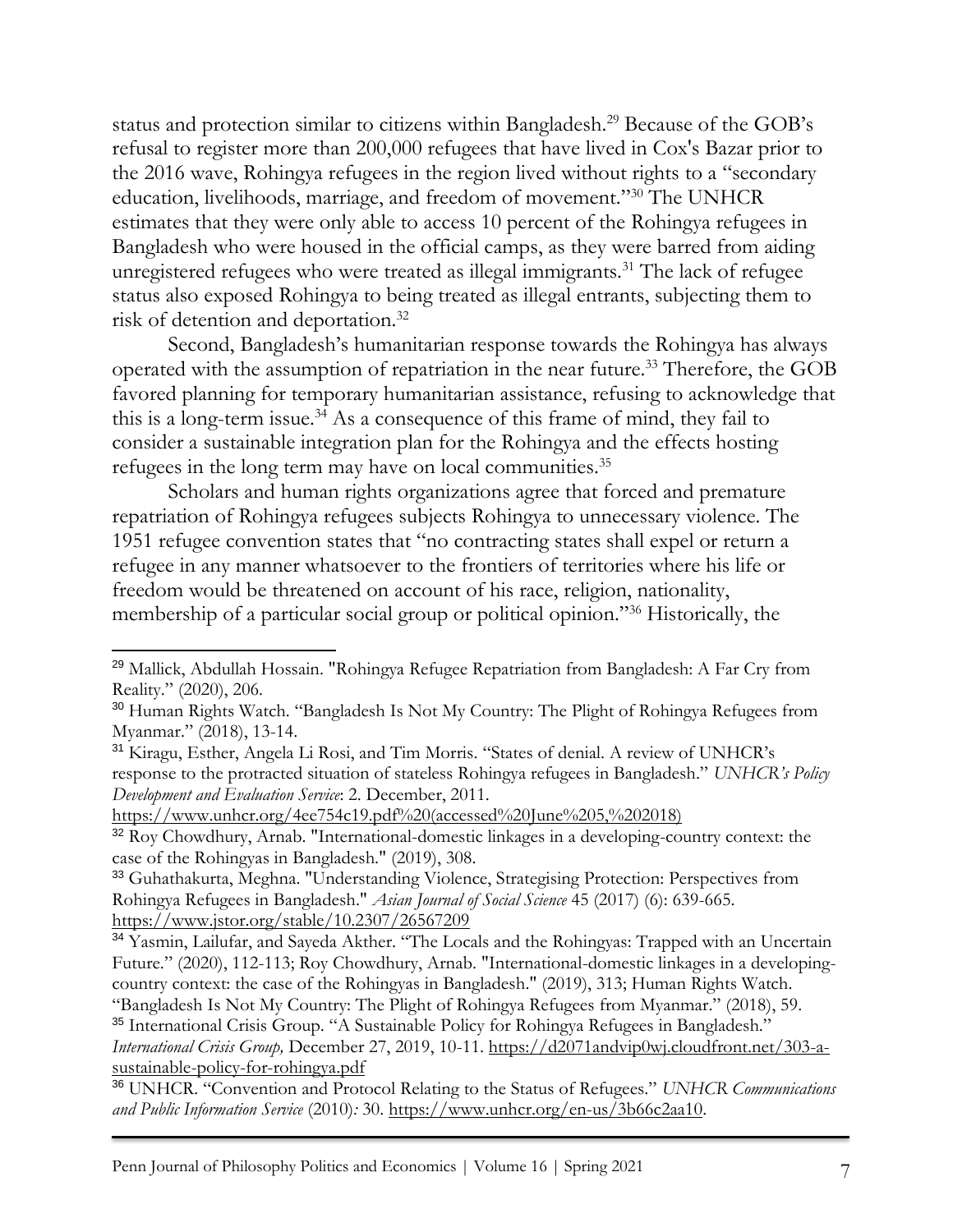status and protection similar to citizens within Bangladesh.[29] Because of the GOB's refusal to register more than 200,000 refugees that have lived in Cox's Bazar prior to the 2016 wave, Rohingya refugees in the region lived without rights to a "secondary education, livelihoods, marriage, and freedom of movement."[30] The UNHCR estimates that they were only able to access 10 percent of the Rohingya refugees in Bangladesh who were housed in the official camps, as they were barred from aiding unregistered refugees who were treated as illegal immigrants.[31] The lack of refugee status also exposed Rohingya to being treated as illegal entrants, subjecting them to risk of detention and deportation.[32]

Second, Bangladesh's humanitarian response towards the Rohingya has always operated with the assumption of repatriation in the near future.[33] Therefore, the GOB favored planning for temporary humanitarian assistance, refusing to acknowledge that this is a long-term issue.[34] As a consequence of this frame of mind, they fail to consider a sustainable integration plan for the Rohingya and the effects hosting refugees in the long term may have on local communities.[35]

Scholars and human rights organizations agree that forced and premature repatriation of Rohingya refugees subjects Rohingya to unnecessary violence. The 1951 refugee convention states that "no contracting states shall expel or return a refugee in any manner whatsoever to the frontiers of territories where his life or freedom would be threatened on account of his race, religion, nationality, membership of a particular social group or political opinion."[36] Historically, the

---

[29] Mallick, Abdullah Hossain. "Rohingya Refugee Repatriation from Bangladesh: A Far Cry from Reality." (2020), 206.

[30] Human Rights Watch. "Bangladesh Is Not My Country: The Plight of Rohingya Refugees from Myanmar." (2018), 13-14.

[31] Kiragu, Esther, Angela Li Rosi, and Tim Morris. "States of denial. A review of UNHCR's response to the protracted situation of stateless Rohingya refugees in Bangladesh." *UNHCR's Policy Development and Evaluation Service*: 2. December, 2011. https://www.unhcr.org/4ee754c19.pdf%20(accessed%20June%205,%202018)

[32] Roy Chowdhury, Arnab. "International-domestic linkages in a developing-country context: the case of the Rohingyas in Bangladesh." (2019), 308.

[33] Guhathakurta, Meghna. "Understanding Violence, Strategising Protection: Perspectives from Rohingya Refugees in Bangladesh." *Asian Journal of Social Science* 45 (2017) (6): 639-665. https://www.jstor.org/stable/10.2307/26567209

[34] Yasmin, Lailufar, and Sayeda Akther. "The Locals and the Rohingyas: Trapped with an Uncertain Future." (2020), 112-113; Roy Chowdhury, Arnab. "International-domestic linkages in a developing-country context: the case of the Rohingyas in Bangladesh." (2019), 313; Human Rights Watch. "Bangladesh Is Not My Country: The Plight of Rohingya Refugees from Myanmar." (2018), 59.

[35] International Crisis Group. "A Sustainable Policy for Rohingya Refugees in Bangladesh." *International Crisis Group,* December 27, 2019, 10-11. https://d2071andvip0wj.cloudfront.net/303-a-sustainable-policy-for-rohingya.pdf

[36] UNHCR. "Convention and Protocol Relating to the Status of Refugees." *UNHCR Communications and Public Information Service* (2010)*:* 30. https://www.unhcr.org/en-us/3b66c2aa10.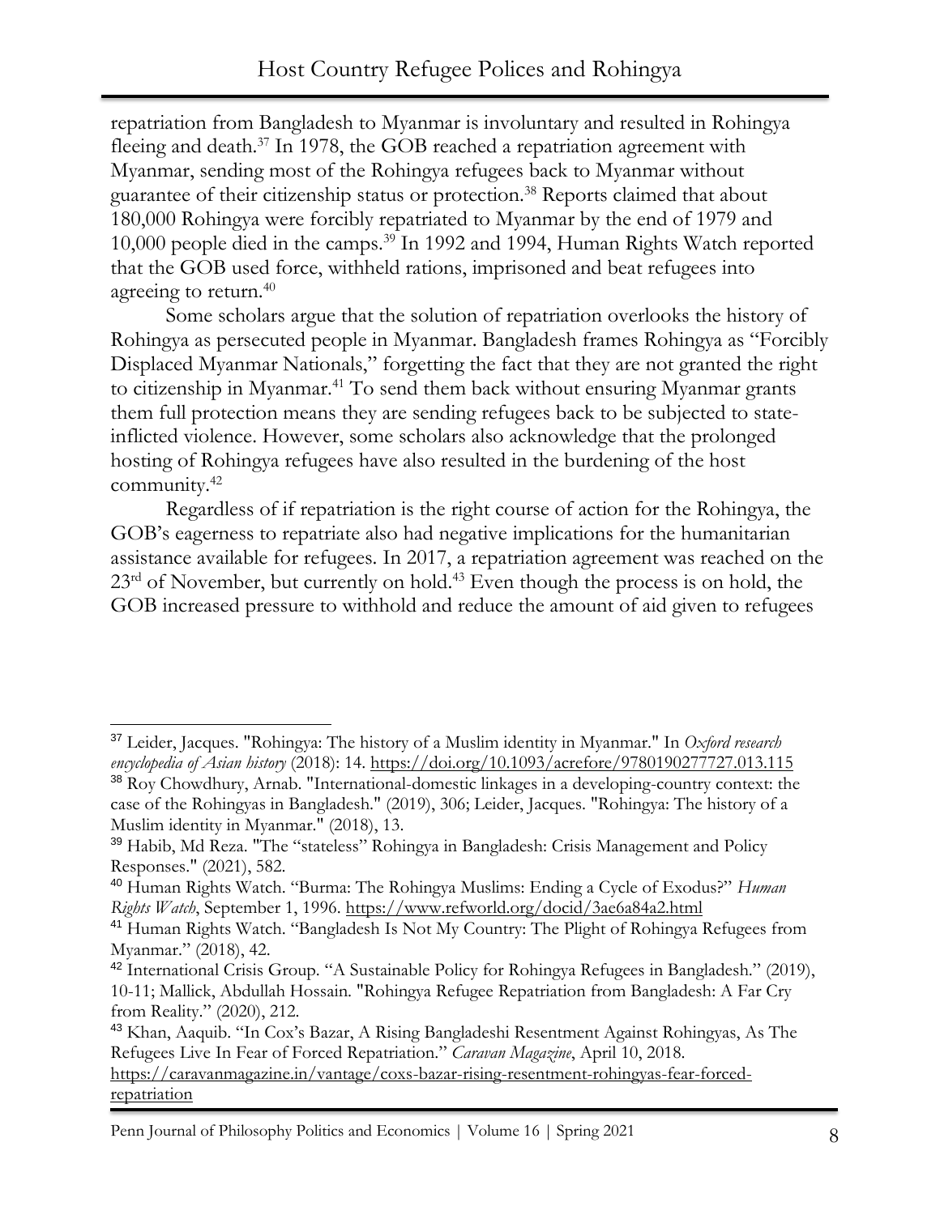repatriation from Bangladesh to Myanmar is involuntary and resulted in Rohingya fleeing and death.[37] In 1978, the GOB reached a repatriation agreement with Myanmar, sending most of the Rohingya refugees back to Myanmar without guarantee of their citizenship status or protection.[38] Reports claimed that about 180,000 Rohingya were forcibly repatriated to Myanmar by the end of 1979 and 10,000 people died in the camps.[39] In 1992 and 1994, Human Rights Watch reported that the GOB used force, withheld rations, imprisoned and beat refugees into agreeing to return.[40]

Some scholars argue that the solution of repatriation overlooks the history of Rohingya as persecuted people in Myanmar. Bangladesh frames Rohingya as "Forcibly Displaced Myanmar Nationals," forgetting the fact that they are not granted the right to citizenship in Myanmar.[41] To send them back without ensuring Myanmar grants them full protection means they are sending refugees back to be subjected to state-inflicted violence. However, some scholars also acknowledge that the prolonged hosting of Rohingya refugees have also resulted in the burdening of the host community.[42]

Regardless of if repatriation is the right course of action for the Rohingya, the GOB's eagerness to repatriate also had negative implications for the humanitarian assistance available for refugees. In 2017, a repatriation agreement was reached on the 23rd of November, but currently on hold.[43] Even though the process is on hold, the GOB increased pressure to withhold and reduce the amount of aid given to refugees

---

[37] Leider, Jacques. "Rohingya: The history of a Muslim identity in Myanmar." In *Oxford research encyclopedia of Asian history* (2018): 14. https://doi.org/10.1093/acrefore/9780190277727.013.115

[38] Roy Chowdhury, Arnab. "International-domestic linkages in a developing-country context: the case of the Rohingyas in Bangladesh." (2019), 306; Leider, Jacques. "Rohingya: The history of a Muslim identity in Myanmar." (2018), 13.

[39] Habib, Md Reza. "The "stateless" Rohingya in Bangladesh: Crisis Management and Policy Responses." (2021), 582.

[40] Human Rights Watch. "Burma: The Rohingya Muslims: Ending a Cycle of Exodus?" *Human Rights Watch*, September 1, 1996. https://www.refworld.org/docid/3ae6a84a2.html

[41] Human Rights Watch. "Bangladesh Is Not My Country: The Plight of Rohingya Refugees from Myanmar." (2018), 42.

[42] International Crisis Group. "A Sustainable Policy for Rohingya Refugees in Bangladesh." (2019), 10-11; Mallick, Abdullah Hossain. "Rohingya Refugee Repatriation from Bangladesh: A Far Cry from Reality." (2020), 212.

[43] Khan, Aaquib. "In Cox's Bazar, A Rising Bangladeshi Resentment Against Rohingyas, As The Refugees Live In Fear of Forced Repatriation." *Caravan Magazine*, April 10, 2018. https://caravanmagazine.in/vantage/coxs-bazar-rising-resentment-rohingyas-fear-forced-repatriation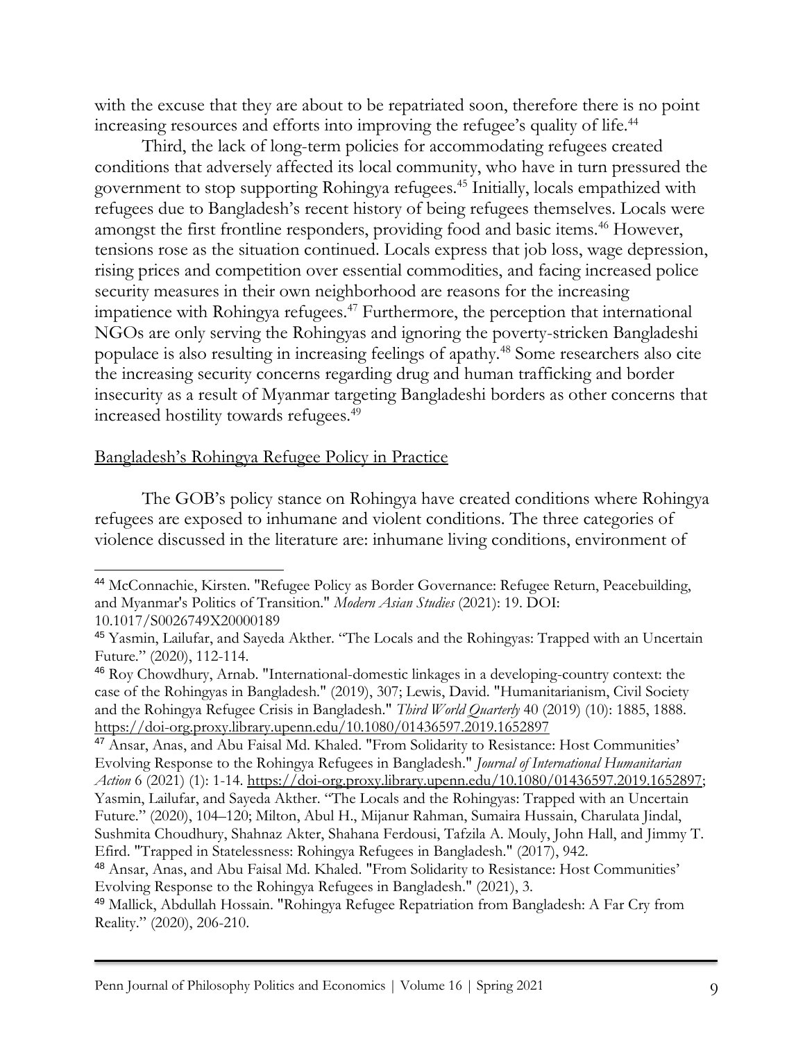with the excuse that they are about to be repatriated soon, therefore there is no point increasing resources and efforts into improving the refugee's quality of life.[44]

Third, the lack of long-term policies for accommodating refugees created conditions that adversely affected its local community, who have in turn pressured the government to stop supporting Rohingya refugees.[45] Initially, locals empathized with refugees due to Bangladesh's recent history of being refugees themselves. Locals were amongst the first frontline responders, providing food and basic items.[46] However, tensions rose as the situation continued. Locals express that job loss, wage depression, rising prices and competition over essential commodities, and facing increased police security measures in their own neighborhood are reasons for the increasing impatience with Rohingya refugees.[47] Furthermore, the perception that international NGOs are only serving the Rohingyas and ignoring the poverty-stricken Bangladeshi populace is also resulting in increasing feelings of apathy.[48] Some researchers also cite the increasing security concerns regarding drug and human trafficking and border insecurity as a result of Myanmar targeting Bangladeshi borders as other concerns that increased hostility towards refugees.[49]

## Bangladesh's Rohingya Refugee Policy in Practice

The GOB's policy stance on Rohingya have created conditions where Rohingya refugees are exposed to inhumane and violent conditions. The three categories of violence discussed in the literature are: inhumane living conditions, environment of

---

[44] McConnachie, Kirsten. "Refugee Policy as Border Governance: Refugee Return, Peacebuilding, and Myanmar's Politics of Transition." *Modern Asian Studies* (2021): 19. DOI: 10.1017/S0026749X20000189

[45] Yasmin, Lailufar, and Sayeda Akther. "The Locals and the Rohingyas: Trapped with an Uncertain Future." (2020), 112-114.

[46] Roy Chowdhury, Arnab. "International-domestic linkages in a developing-country context: the case of the Rohingyas in Bangladesh." (2019), 307; Lewis, David. "Humanitarianism, Civil Society and the Rohingya Refugee Crisis in Bangladesh." *Third World Quarterly* 40 (2019) (10): 1885, 1888. https://doi-org.proxy.library.upenn.edu/10.1080/01436597.2019.1652897

[47] Ansar, Anas, and Abu Faisal Md. Khaled. "From Solidarity to Resistance: Host Communities' Evolving Response to the Rohingya Refugees in Bangladesh." *Journal of International Humanitarian Action* 6 (2021) (1): 1-14. https://doi-org.proxy.library.upenn.edu/10.1080/01436597.2019.1652897; Yasmin, Lailufar, and Sayeda Akther. "The Locals and the Rohingyas: Trapped with an Uncertain Future." (2020), 104–120; Milton, Abul H., Mijanur Rahman, Sumaira Hussain, Charulata Jindal, Sushmita Choudhury, Shahnaz Akter, Shahana Ferdousi, Tafzila A. Mouly, John Hall, and Jimmy T. Efird. "Trapped in Statelessness: Rohingya Refugees in Bangladesh." (2017), 942.

[48] Ansar, Anas, and Abu Faisal Md. Khaled. "From Solidarity to Resistance: Host Communities' Evolving Response to the Rohingya Refugees in Bangladesh." (2021), 3.

[49] Mallick, Abdullah Hossain. "Rohingya Refugee Repatriation from Bangladesh: A Far Cry from Reality." (2020), 206-210.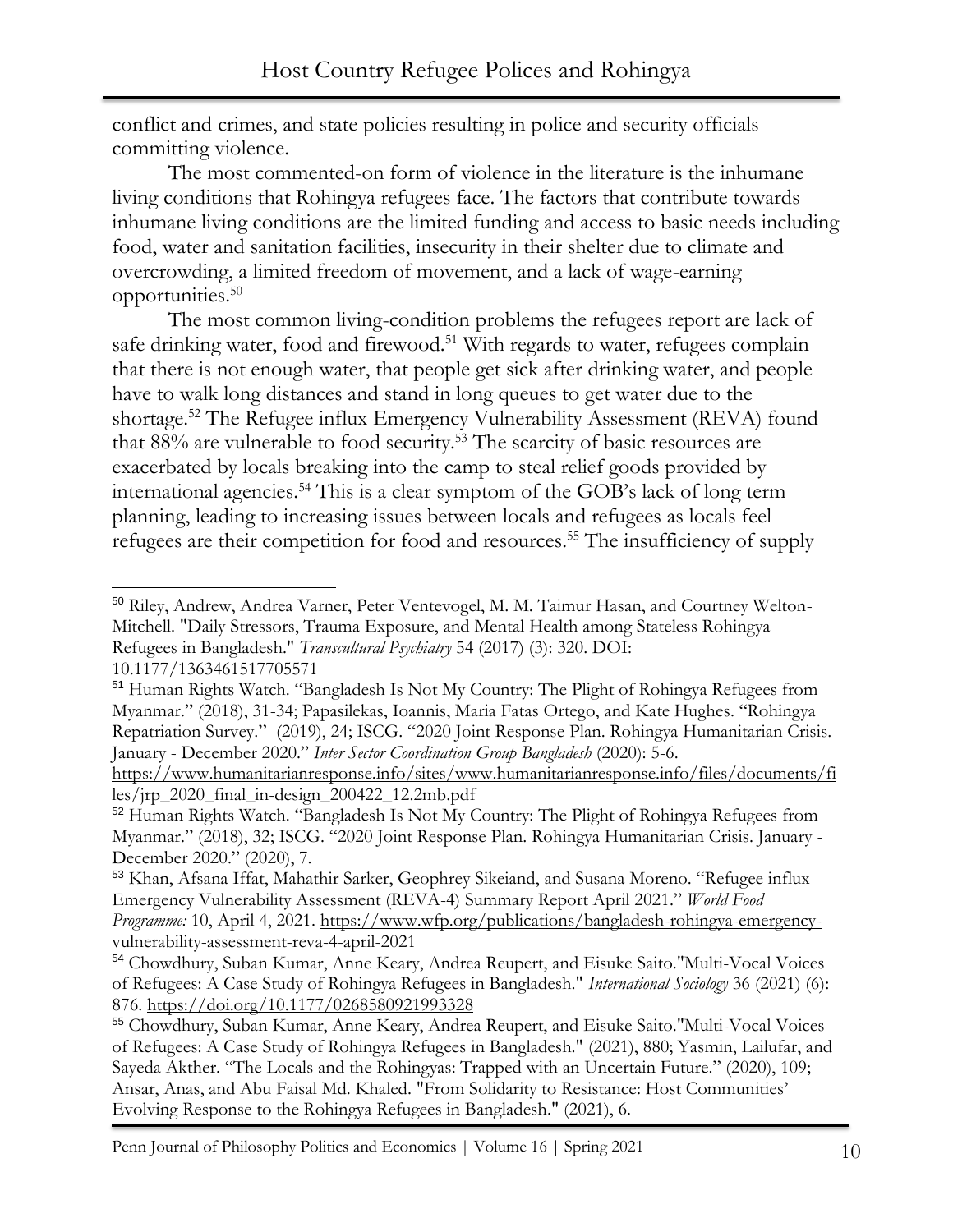conflict and crimes, and state policies resulting in police and security officials committing violence.

The most commented-on form of violence in the literature is the inhumane living conditions that Rohingya refugees face. The factors that contribute towards inhumane living conditions are the limited funding and access to basic needs including food, water and sanitation facilities, insecurity in their shelter due to climate and overcrowding, a limited freedom of movement, and a lack of wage-earning opportunities.[50]

The most common living-condition problems the refugees report are lack of safe drinking water, food and firewood.[51] With regards to water, refugees complain that there is not enough water, that people get sick after drinking water, and people have to walk long distances and stand in long queues to get water due to the shortage.[52] The Refugee influx Emergency Vulnerability Assessment (REVA) found that 88% are vulnerable to food security.[53] The scarcity of basic resources are exacerbated by locals breaking into the camp to steal relief goods provided by international agencies.[54] This is a clear symptom of the GOB's lack of long term planning, leading to increasing issues between locals and refugees as locals feel refugees are their competition for food and resources.[55] The insufficiency of supply

---

[50] Riley, Andrew, Andrea Varner, Peter Ventevogel, M. M. Taimur Hasan, and Courtney Welton-Mitchell. "Daily Stressors, Trauma Exposure, and Mental Health among Stateless Rohingya Refugees in Bangladesh." *Transcultural Psychiatry* 54 (2017) (3): 320. DOI: 10.1177/1363461517705571

[51] Human Rights Watch. "Bangladesh Is Not My Country: The Plight of Rohingya Refugees from Myanmar." (2018), 31-34; Papasilekas, Ioannis, Maria Fatas Ortego, and Kate Hughes. "Rohingya Repatriation Survey." (2019), 24; ISCG. "2020 Joint Response Plan. Rohingya Humanitarian Crisis. January - December 2020." *Inter Sector Coordination Group Bangladesh* (2020): 5-6. https://www.humanitarianresponse.info/sites/www.humanitarianresponse.info/files/documents/files/jrp_2020_final_in-design_200422_12.2mb.pdf

[52] Human Rights Watch. "Bangladesh Is Not My Country: The Plight of Rohingya Refugees from Myanmar." (2018), 32; ISCG. "2020 Joint Response Plan. Rohingya Humanitarian Crisis. January - December 2020." (2020), 7.

[53] Khan, Afsana Iffat, Mahathir Sarker, Geophrey Sikeiand, and Susana Moreno. "Refugee influx Emergency Vulnerability Assessment (REVA-4) Summary Report April 2021." *World Food Programme:* 10, April 4, 2021. https://www.wfp.org/publications/bangladesh-rohingya-emergency-vulnerability-assessment-reva-4-april-2021

[54] Chowdhury, Suban Kumar, Anne Keary, Andrea Reupert, and Eisuke Saito."Multi-Vocal Voices of Refugees: A Case Study of Rohingya Refugees in Bangladesh." *International Sociology* 36 (2021) (6): 876. https://doi.org/10.1177/0268580921993328

[55] Chowdhury, Suban Kumar, Anne Keary, Andrea Reupert, and Eisuke Saito."Multi-Vocal Voices of Refugees: A Case Study of Rohingya Refugees in Bangladesh." (2021), 880; Yasmin, Lailufar, and Sayeda Akther. "The Locals and the Rohingyas: Trapped with an Uncertain Future." (2020), 109; Ansar, Anas, and Abu Faisal Md. Khaled. "From Solidarity to Resistance: Host Communities' Evolving Response to the Rohingya Refugees in Bangladesh." (2021), 6.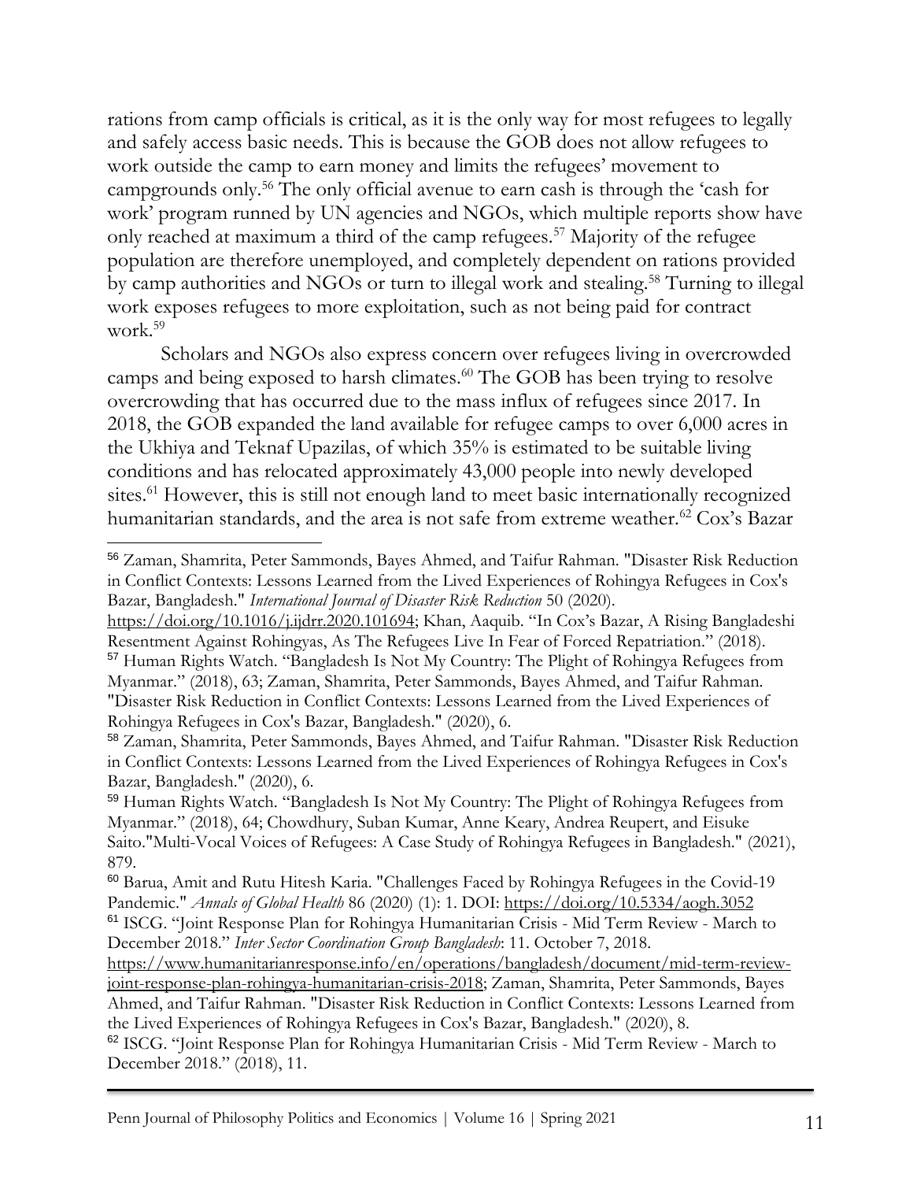rations from camp officials is critical, as it is the only way for most refugees to legally and safely access basic needs. This is because the GOB does not allow refugees to work outside the camp to earn money and limits the refugees' movement to campgrounds only.[56] The only official avenue to earn cash is through the 'cash for work' program runned by UN agencies and NGOs, which multiple reports show have only reached at maximum a third of the camp refugees.[57] Majority of the refugee population are therefore unemployed, and completely dependent on rations provided by camp authorities and NGOs or turn to illegal work and stealing.[58] Turning to illegal work exposes refugees to more exploitation, such as not being paid for contract work.[59]

Scholars and NGOs also express concern over refugees living in overcrowded camps and being exposed to harsh climates.[60] The GOB has been trying to resolve overcrowding that has occurred due to the mass influx of refugees since 2017. In 2018, the GOB expanded the land available for refugee camps to over 6,000 acres in the Ukhiya and Teknaf Upazilas, of which 35% is estimated to be suitable living conditions and has relocated approximately 43,000 people into newly developed sites.[61] However, this is still not enough land to meet basic internationally recognized humanitarian standards, and the area is not safe from extreme weather.[62] Cox's Bazar

---

[56] Zaman, Shamrita, Peter Sammonds, Bayes Ahmed, and Taifur Rahman. "Disaster Risk Reduction in Conflict Contexts: Lessons Learned from the Lived Experiences of Rohingya Refugees in Cox's Bazar, Bangladesh." *International Journal of Disaster Risk Reduction* 50 (2020). https://doi.org/10.1016/j.ijdrr.2020.101694; Khan, Aaquib. "In Cox's Bazar, A Rising Bangladeshi Resentment Against Rohingyas, As The Refugees Live In Fear of Forced Repatriation." (2018).

[57] Human Rights Watch. "Bangladesh Is Not My Country: The Plight of Rohingya Refugees from Myanmar." (2018), 63; Zaman, Shamrita, Peter Sammonds, Bayes Ahmed, and Taifur Rahman. "Disaster Risk Reduction in Conflict Contexts: Lessons Learned from the Lived Experiences of Rohingya Refugees in Cox's Bazar, Bangladesh." (2020), 6.

[58] Zaman, Shamrita, Peter Sammonds, Bayes Ahmed, and Taifur Rahman. "Disaster Risk Reduction in Conflict Contexts: Lessons Learned from the Lived Experiences of Rohingya Refugees in Cox's Bazar, Bangladesh." (2020), 6.

[59] Human Rights Watch. "Bangladesh Is Not My Country: The Plight of Rohingya Refugees from Myanmar." (2018), 64; Chowdhury, Suban Kumar, Anne Keary, Andrea Reupert, and Eisuke Saito."Multi-Vocal Voices of Refugees: A Case Study of Rohingya Refugees in Bangladesh." (2021), 879.

[60] Barua, Amit and Rutu Hitesh Karia. "Challenges Faced by Rohingya Refugees in the Covid-19 Pandemic." *Annals of Global Health* 86 (2020) (1): 1. DOI: https://doi.org/10.5334/aogh.3052

[61] ISCG. "Joint Response Plan for Rohingya Humanitarian Crisis - Mid Term Review - March to December 2018." *Inter Sector Coordination Group Bangladesh*: 11. October 7, 2018. https://www.humanitarianresponse.info/en/operations/bangladesh/document/mid-term-review-joint-response-plan-rohingya-humanitarian-crisis-2018; Zaman, Shamrita, Peter Sammonds, Bayes Ahmed, and Taifur Rahman. "Disaster Risk Reduction in Conflict Contexts: Lessons Learned from the Lived Experiences of Rohingya Refugees in Cox's Bazar, Bangladesh." (2020), 8.

[62] ISCG. "Joint Response Plan for Rohingya Humanitarian Crisis - Mid Term Review - March to December 2018." (2018), 11.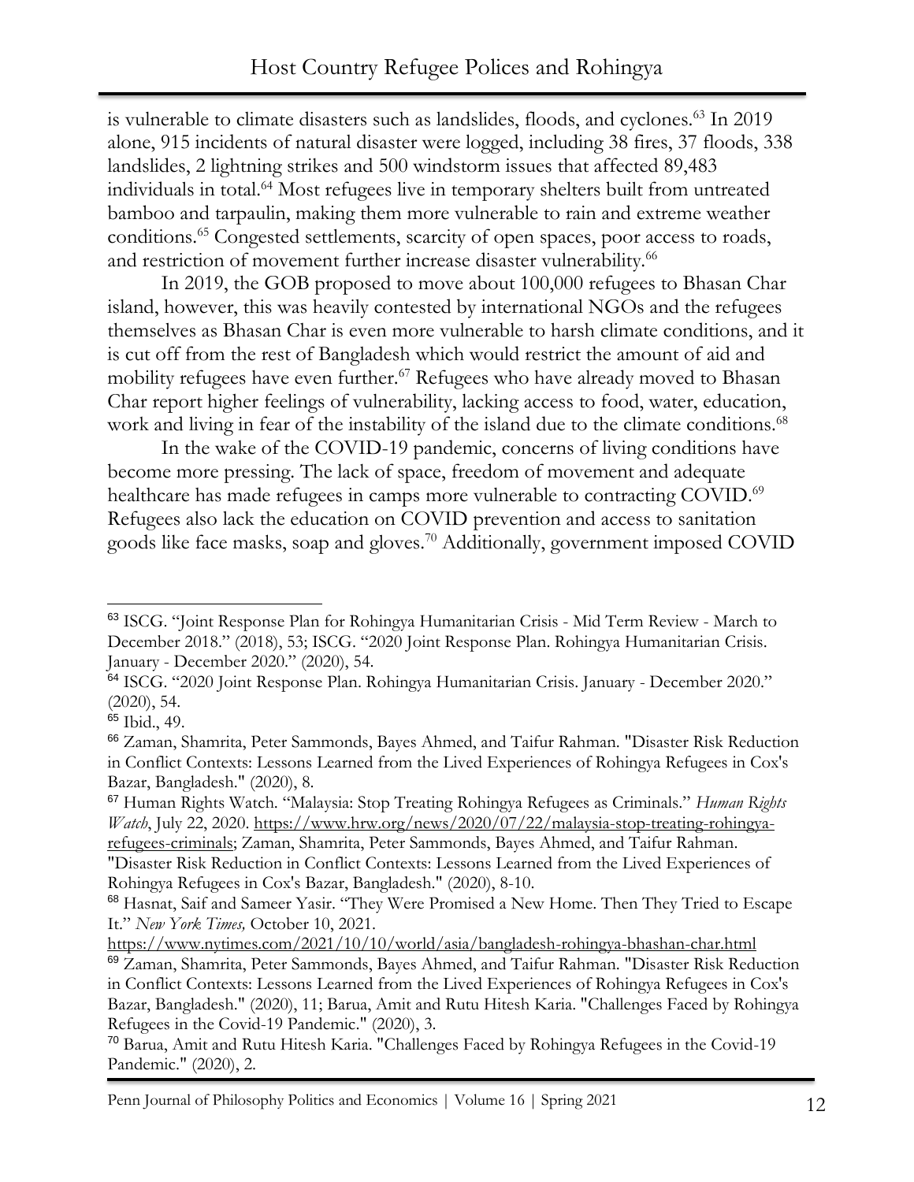is vulnerable to climate disasters such as landslides, floods, and cyclones.[63] In 2019 alone, 915 incidents of natural disaster were logged, including 38 fires, 37 floods, 338 landslides, 2 lightning strikes and 500 windstorm issues that affected 89,483 individuals in total.[64] Most refugees live in temporary shelters built from untreated bamboo and tarpaulin, making them more vulnerable to rain and extreme weather conditions.[65] Congested settlements, scarcity of open spaces, poor access to roads, and restriction of movement further increase disaster vulnerability.[66]

In 2019, the GOB proposed to move about 100,000 refugees to Bhasan Char island, however, this was heavily contested by international NGOs and the refugees themselves as Bhasan Char is even more vulnerable to harsh climate conditions, and it is cut off from the rest of Bangladesh which would restrict the amount of aid and mobility refugees have even further.[67] Refugees who have already moved to Bhasan Char report higher feelings of vulnerability, lacking access to food, water, education, work and living in fear of the instability of the island due to the climate conditions.[68]

In the wake of the COVID-19 pandemic, concerns of living conditions have become more pressing. The lack of space, freedom of movement and adequate healthcare has made refugees in camps more vulnerable to contracting COVID.[69] Refugees also lack the education on COVID prevention and access to sanitation goods like face masks, soap and gloves.[70] Additionally, government imposed COVID

---

[63] ISCG. "Joint Response Plan for Rohingya Humanitarian Crisis - Mid Term Review - March to December 2018." (2018), 53; ISCG. "2020 Joint Response Plan. Rohingya Humanitarian Crisis. January - December 2020." (2020), 54.

[64] ISCG. "2020 Joint Response Plan. Rohingya Humanitarian Crisis. January - December 2020." (2020), 54.

[65] Ibid., 49.

[66] Zaman, Shamrita, Peter Sammonds, Bayes Ahmed, and Taifur Rahman. "Disaster Risk Reduction in Conflict Contexts: Lessons Learned from the Lived Experiences of Rohingya Refugees in Cox's Bazar, Bangladesh." (2020), 8.

[67] Human Rights Watch. "Malaysia: Stop Treating Rohingya Refugees as Criminals." *Human Rights Watch*, July 22, 2020. https://www.hrw.org/news/2020/07/22/malaysia-stop-treating-rohingya-refugees-criminals; Zaman, Shamrita, Peter Sammonds, Bayes Ahmed, and Taifur Rahman. "Disaster Risk Reduction in Conflict Contexts: Lessons Learned from the Lived Experiences of Rohingya Refugees in Cox's Bazar, Bangladesh." (2020), 8-10.

[68] Hasnat, Saif and Sameer Yasir. "They Were Promised a New Home. Then They Tried to Escape It." *New York Times,* October 10, 2021. https://www.nytimes.com/2021/10/10/world/asia/bangladesh-rohingya-bhashan-char.html

[69] Zaman, Shamrita, Peter Sammonds, Bayes Ahmed, and Taifur Rahman. "Disaster Risk Reduction in Conflict Contexts: Lessons Learned from the Lived Experiences of Rohingya Refugees in Cox's Bazar, Bangladesh." (2020), 11; Barua, Amit and Rutu Hitesh Karia. "Challenges Faced by Rohingya Refugees in the Covid-19 Pandemic." (2020), 3.

[70] Barua, Amit and Rutu Hitesh Karia. "Challenges Faced by Rohingya Refugees in the Covid-19 Pandemic." (2020), 2.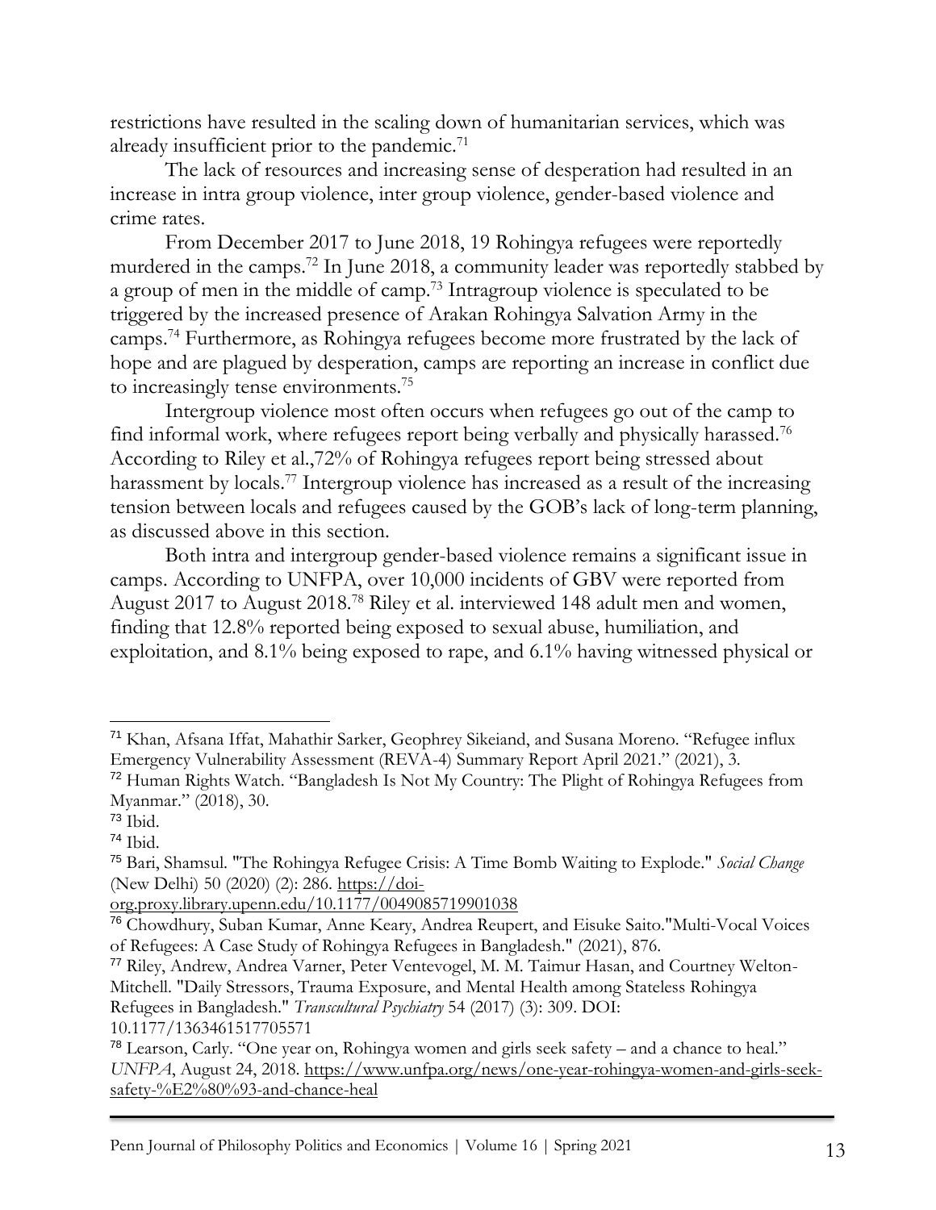restrictions have resulted in the scaling down of humanitarian services, which was already insufficient prior to the pandemic.[71]

The lack of resources and increasing sense of desperation had resulted in an increase in intra group violence, inter group violence, gender-based violence and crime rates.

From December 2017 to June 2018, 19 Rohingya refugees were reportedly murdered in the camps.[72] In June 2018, a community leader was reportedly stabbed by a group of men in the middle of camp.[73] Intragroup violence is speculated to be triggered by the increased presence of Arakan Rohingya Salvation Army in the camps.[74] Furthermore, as Rohingya refugees become more frustrated by the lack of hope and are plagued by desperation, camps are reporting an increase in conflict due to increasingly tense environments.[75]

Intergroup violence most often occurs when refugees go out of the camp to find informal work, where refugees report being verbally and physically harassed.[76] According to Riley et al.,72% of Rohingya refugees report being stressed about harassment by locals.[77] Intergroup violence has increased as a result of the increasing tension between locals and refugees caused by the GOB's lack of long-term planning, as discussed above in this section.

Both intra and intergroup gender-based violence remains a significant issue in camps. According to UNFPA, over 10,000 incidents of GBV were reported from August 2017 to August 2018.[78] Riley et al. interviewed 148 adult men and women, finding that 12.8% reported being exposed to sexual abuse, humiliation, and exploitation, and 8.1% being exposed to rape, and 6.1% having witnessed physical or

---

[71] Khan, Afsana Iffat, Mahathir Sarker, Geophrey Sikeiand, and Susana Moreno. "Refugee influx Emergency Vulnerability Assessment (REVA-4) Summary Report April 2021." (2021), 3.

[72] Human Rights Watch. "Bangladesh Is Not My Country: The Plight of Rohingya Refugees from Myanmar." (2018), 30.

[73] Ibid.

[74] Ibid.

[75] Bari, Shamsul. "The Rohingya Refugee Crisis: A Time Bomb Waiting to Explode." *Social Change* (New Delhi) 50 (2020) (2): 286. https://doi-org.proxy.library.upenn.edu/10.1177/0049085719901038

[76] Chowdhury, Suban Kumar, Anne Keary, Andrea Reupert, and Eisuke Saito."Multi-Vocal Voices of Refugees: A Case Study of Rohingya Refugees in Bangladesh." (2021), 876.

[77] Riley, Andrew, Andrea Varner, Peter Ventevogel, M. M. Taimur Hasan, and Courtney Welton-Mitchell. "Daily Stressors, Trauma Exposure, and Mental Health among Stateless Rohingya Refugees in Bangladesh." *Transcultural Psychiatry* 54 (2017) (3): 309. DOI: 10.1177/1363461517705571

[78] Learson, Carly. "One year on, Rohingya women and girls seek safety – and a chance to heal." *UNFPA*, August 24, 2018. https://www.unfpa.org/news/one-year-rohingya-women-and-girls-seek-safety-%E2%80%93-and-chance-heal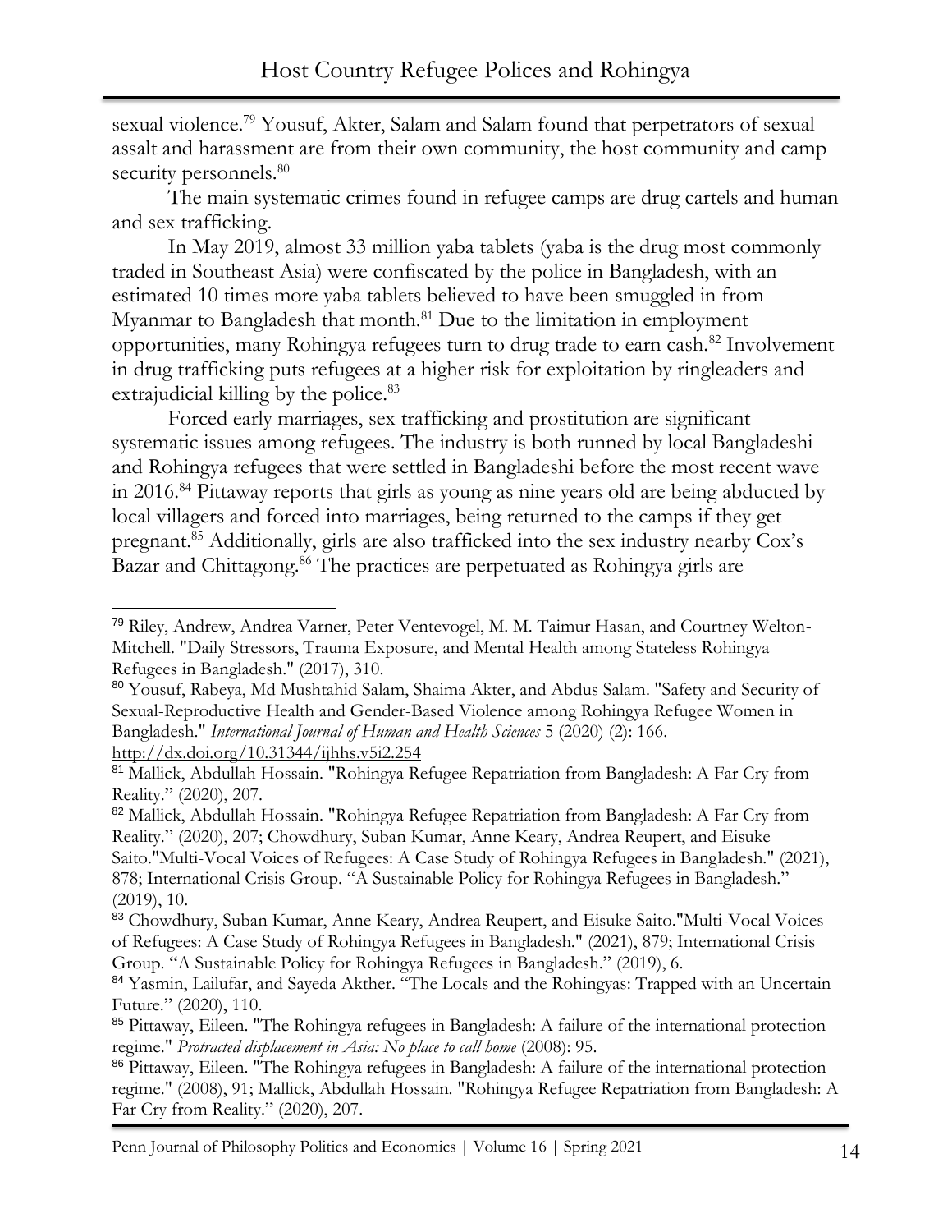sexual violence.[79] Yousuf, Akter, Salam and Salam found that perpetrators of sexual assault and harassment are from their own community, the host community and camp security personnels.[80]

The main systematic crimes found in refugee camps are drug cartels and human and sex trafficking.

In May 2019, almost 33 million yaba tablets (yaba is the drug most commonly traded in Southeast Asia) were confiscated by the police in Bangladesh, with an estimated 10 times more yaba tablets believed to have been smuggled in from Myanmar to Bangladesh that month.[81] Due to the limitation in employment opportunities, many Rohingya refugees turn to drug trade to earn cash.[82] Involvement in drug trafficking puts refugees at a higher risk for exploitation by ringleaders and extrajudicial killing by the police.[83]

Forced early marriages, sex trafficking and prostitution are significant systematic issues among refugees. The industry is both runned by local Bangladeshi and Rohingya refugees that were settled in Bangladeshi before the most recent wave in 2016.[84] Pittaway reports that girls as young as nine years old are being abducted by local villagers and forced into marriages, being returned to the camps if they get pregnant.[85] Additionally, girls are also trafficked into the sex industry nearby Cox's Bazar and Chittagong.[86] The practices are perpetuated as Rohingya girls are

---

[79] Riley, Andrew, Andrea Varner, Peter Ventevogel, M. M. Taimur Hasan, and Courtney Welton-Mitchell. "Daily Stressors, Trauma Exposure, and Mental Health among Stateless Rohingya Refugees in Bangladesh." (2017), 310.

[80] Yousuf, Rabeya, Md Mushtahid Salam, Shaima Akter, and Abdus Salam. "Safety and Security of Sexual-Reproductive Health and Gender-Based Violence among Rohingya Refugee Women in Bangladesh." *International Journal of Human and Health Sciences* 5 (2020) (2): 166. http://dx.doi.org/10.31344/ijhhs.v5i2.254

[81] Mallick, Abdullah Hossain. "Rohingya Refugee Repatriation from Bangladesh: A Far Cry from Reality." (2020), 207.

[82] Mallick, Abdullah Hossain. "Rohingya Refugee Repatriation from Bangladesh: A Far Cry from Reality." (2020), 207; Chowdhury, Suban Kumar, Anne Keary, Andrea Reupert, and Eisuke Saito."Multi-Vocal Voices of Refugees: A Case Study of Rohingya Refugees in Bangladesh." (2021), 878; International Crisis Group. "A Sustainable Policy for Rohingya Refugees in Bangladesh." (2019), 10.

[83] Chowdhury, Suban Kumar, Anne Keary, Andrea Reupert, and Eisuke Saito."Multi-Vocal Voices of Refugees: A Case Study of Rohingya Refugees in Bangladesh." (2021), 879; International Crisis Group. "A Sustainable Policy for Rohingya Refugees in Bangladesh." (2019), 6.

[84] Yasmin, Lailufar, and Sayeda Akther. "The Locals and the Rohingyas: Trapped with an Uncertain Future." (2020), 110.

[85] Pittaway, Eileen. "The Rohingya refugees in Bangladesh: A failure of the international protection regime." *Protracted displacement in Asia: No place to call home* (2008): 95.

[86] Pittaway, Eileen. "The Rohingya refugees in Bangladesh: A failure of the international protection regime." (2008), 91; Mallick, Abdullah Hossain. "Rohingya Refugee Repatriation from Bangladesh: A Far Cry from Reality." (2020), 207.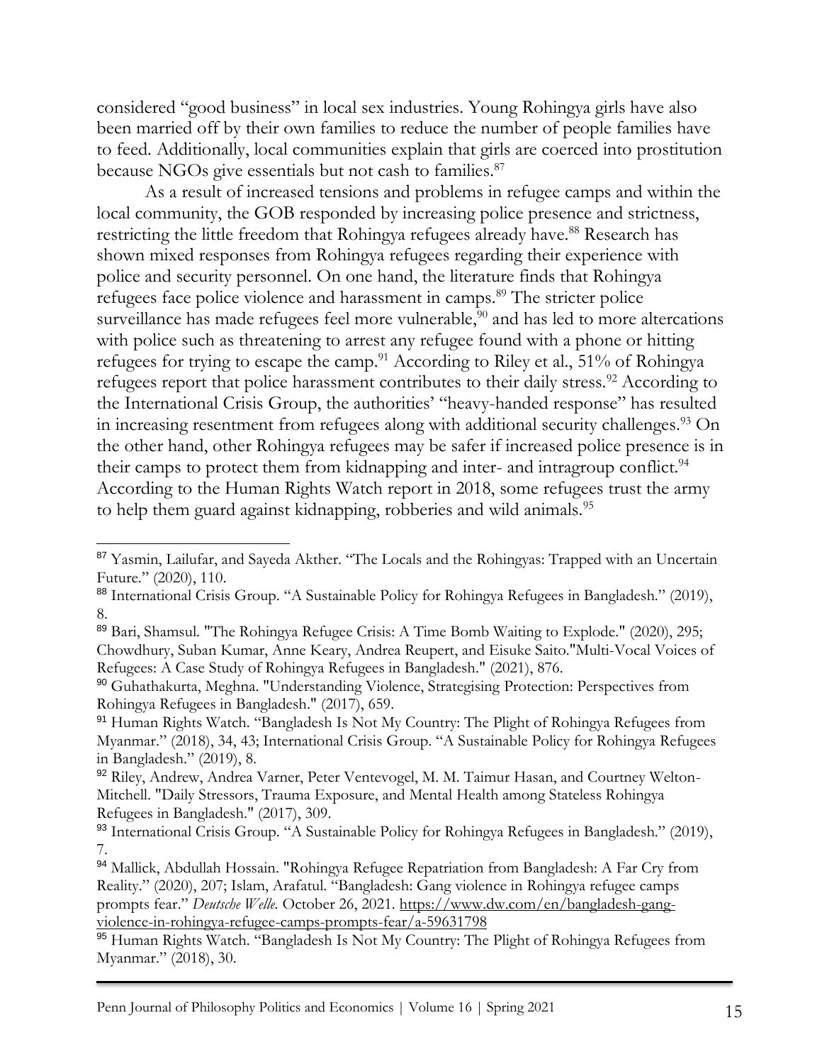considered "good business" in local sex industries. Young Rohingya girls have also been married off by their own families to reduce the number of people families have to feed. Additionally, local communities explain that girls are coerced into prostitution because NGOs give essentials but not cash to families.[87]

As a result of increased tensions and problems in refugee camps and within the local community, the GOB responded by increasing police presence and strictness, restricting the little freedom that Rohingya refugees already have.[88] Research has shown mixed responses from Rohingya refugees regarding their experience with police and security personnel. On one hand, the literature finds that Rohingya refugees face police violence and harassment in camps.[89] The stricter police surveillance has made refugees feel more vulnerable,[90] and has led to more altercations with police such as threatening to arrest any refugee found with a phone or hitting refugees for trying to escape the camp.[91] According to Riley et al., 51% of Rohingya refugees report that police harassment contributes to their daily stress.[92] According to the International Crisis Group, the authorities' "heavy-handed response" has resulted in increasing resentment from refugees along with additional security challenges.[93] On the other hand, other Rohingya refugees may be safer if increased police presence is in their camps to protect them from kidnapping and inter- and intragroup conflict.[94] According to the Human Rights Watch report in 2018, some refugees trust the army to help them guard against kidnapping, robberies and wild animals.[95]

---

[87] Yasmin, Lailufar, and Sayeda Akther. "The Locals and the Rohingyas: Trapped with an Uncertain Future." (2020), 110.

[88] International Crisis Group. "A Sustainable Policy for Rohingya Refugees in Bangladesh." (2019), 8.

[89] Bari, Shamsul. "The Rohingya Refugee Crisis: A Time Bomb Waiting to Explode." (2020), 295; Chowdhury, Suban Kumar, Anne Keary, Andrea Reupert, and Eisuke Saito."Multi-Vocal Voices of Refugees: A Case Study of Rohingya Refugees in Bangladesh." (2021), 876.

[90] Guhathakurta, Meghna. "Understanding Violence, Strategising Protection: Perspectives from Rohingya Refugees in Bangladesh." (2017), 659.

[91] Human Rights Watch. "Bangladesh Is Not My Country: The Plight of Rohingya Refugees from Myanmar." (2018), 34, 43; International Crisis Group. "A Sustainable Policy for Rohingya Refugees in Bangladesh." (2019), 8.

[92] Riley, Andrew, Andrea Varner, Peter Ventevogel, M. M. Taimur Hasan, and Courtney Welton-Mitchell. "Daily Stressors, Trauma Exposure, and Mental Health among Stateless Rohingya Refugees in Bangladesh." (2017), 309.

[93] International Crisis Group. "A Sustainable Policy for Rohingya Refugees in Bangladesh." (2019), 7.

[94] Mallick, Abdullah Hossain. "Rohingya Refugee Repatriation from Bangladesh: A Far Cry from Reality." (2020), 207; Islam, Arafatul. "Bangladesh: Gang violence in Rohingya refugee camps prompts fear." *Deutsche Welle.* October 26, 2021. https://www.dw.com/en/bangladesh-gang-violence-in-rohingya-refugee-camps-prompts-fear/a-59631798

[95] Human Rights Watch. "Bangladesh Is Not My Country: The Plight of Rohingya Refugees from Myanmar." (2018), 30.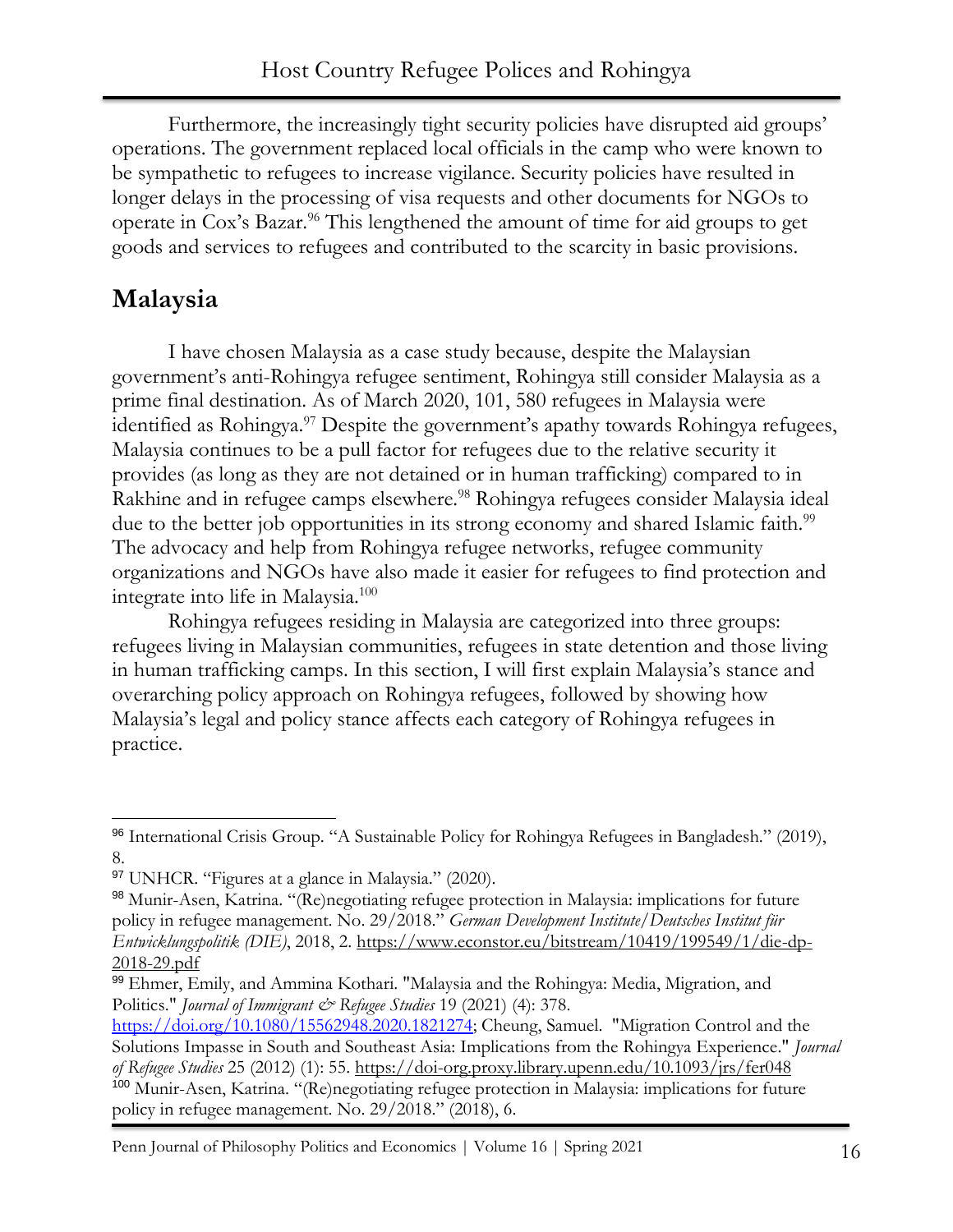Furthermore, the increasingly tight security policies have disrupted aid groups' operations. The government replaced local officials in the camp who were known to be sympathetic to refugees to increase vigilance. Security policies have resulted in longer delays in the processing of visa requests and other documents for NGOs to operate in Cox's Bazar.[96] This lengthened the amount of time for aid groups to get goods and services to refugees and contributed to the scarcity in basic provisions.

## Malaysia

I have chosen Malaysia as a case study because, despite the Malaysian government's anti-Rohingya refugee sentiment, Rohingya still consider Malaysia as a prime final destination. As of March 2020, 101, 580 refugees in Malaysia were identified as Rohingya.[97] Despite the government's apathy towards Rohingya refugees, Malaysia continues to be a pull factor for refugees due to the relative security it provides (as long as they are not detained or in human trafficking) compared to in Rakhine and in refugee camps elsewhere.[98] Rohingya refugees consider Malaysia ideal due to the better job opportunities in its strong economy and shared Islamic faith.[99] The advocacy and help from Rohingya refugee networks, refugee community organizations and NGOs have also made it easier for refugees to find protection and integrate into life in Malaysia.[100]

Rohingya refugees residing in Malaysia are categorized into three groups: refugees living in Malaysian communities, refugees in state detention and those living in human trafficking camps. In this section, I will first explain Malaysia's stance and overarching policy approach on Rohingya refugees, followed by showing how Malaysia's legal and policy stance affects each category of Rohingya refugees in practice.

---

[96] International Crisis Group. "A Sustainable Policy for Rohingya Refugees in Bangladesh." (2019), 8.

[97] UNHCR. "Figures at a glance in Malaysia." (2020).

[98] Munir-Asen, Katrina. "(Re)negotiating refugee protection in Malaysia: implications for future policy in refugee management. No. 29/2018." *German Development Institute/Deutsches Institut für Entwicklungspolitik (DIE)*, 2018, 2. https://www.econstor.eu/bitstream/10419/199549/1/die-dp-2018-29.pdf

[99] Ehmer, Emily, and Ammina Kothari. "Malaysia and the Rohingya: Media, Migration, and Politics." *Journal of Immigrant & Refugee Studies* 19 (2021) (4): 378. https://doi.org/10.1080/15562948.2020.1821274; Cheung, Samuel. "Migration Control and the Solutions Impasse in South and Southeast Asia: Implications from the Rohingya Experience." *Journal of Refugee Studies* 25 (2012) (1): 55. https://doi-org.proxy.library.upenn.edu/10.1093/jrs/fer048

[100] Munir-Asen, Katrina. "(Re)negotiating refugee protection in Malaysia: implications for future policy in refugee management. No. 29/2018." (2018), 6.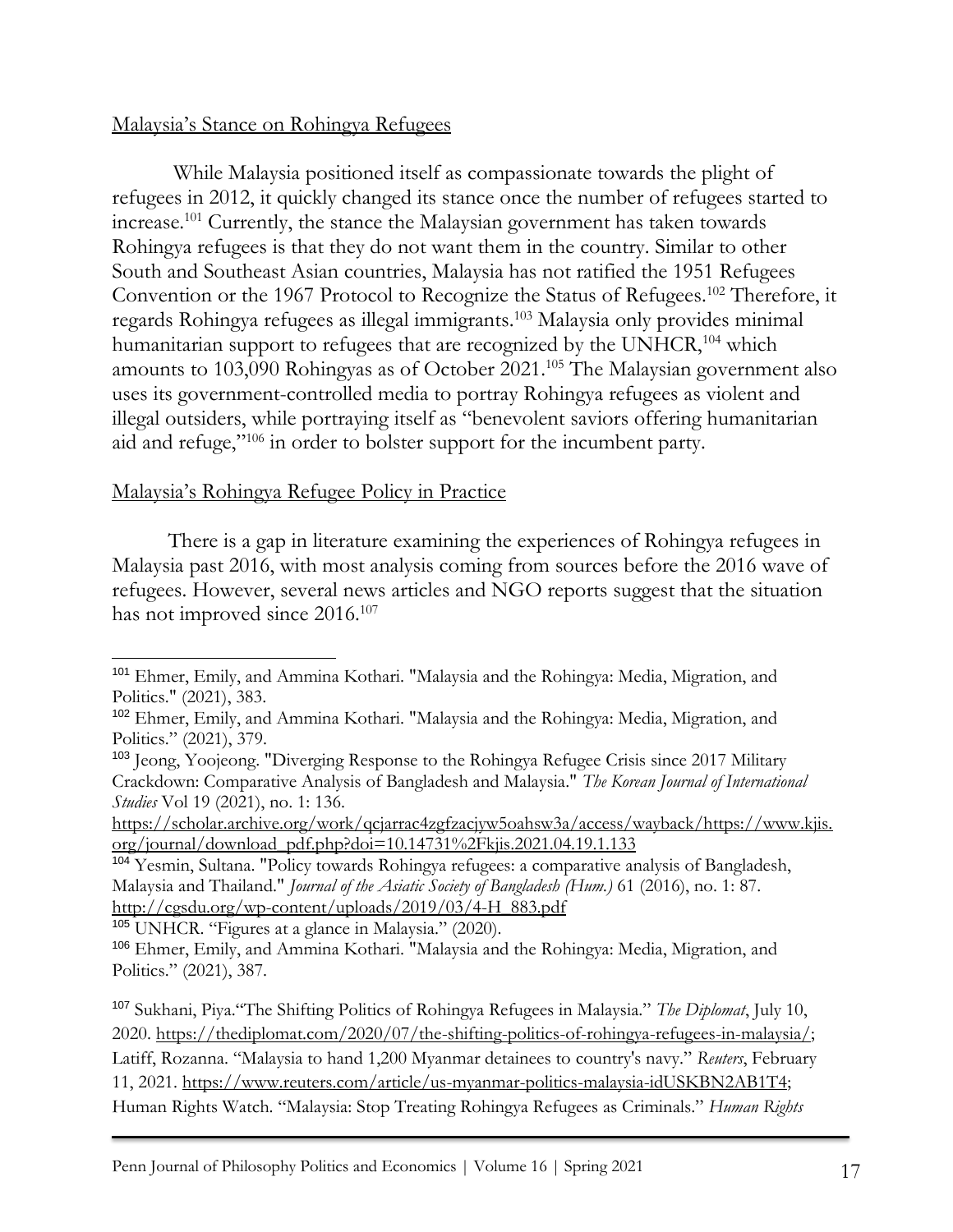## Malaysia's Stance on Rohingya Refugees

While Malaysia positioned itself as compassionate towards the plight of refugees in 2012, it quickly changed its stance once the number of refugees started to increase.[101] Currently, the stance the Malaysian government has taken towards Rohingya refugees is that they do not want them in the country. Similar to other South and Southeast Asian countries, Malaysia has not ratified the 1951 Refugees Convention or the 1967 Protocol to Recognize the Status of Refugees.[102] Therefore, it regards Rohingya refugees as illegal immigrants.[103] Malaysia only provides minimal humanitarian support to refugees that are recognized by the UNHCR,[104] which amounts to 103,090 Rohingyas as of October 2021.[105] The Malaysian government also uses its government-controlled media to portray Rohingya refugees as violent and illegal outsiders, while portraying itself as "benevolent saviors offering humanitarian aid and refuge,"[106] in order to bolster support for the incumbent party.

## Malaysia's Rohingya Refugee Policy in Practice

There is a gap in literature examining the experiences of Rohingya refugees in Malaysia past 2016, with most analysis coming from sources before the 2016 wave of refugees. However, several news articles and NGO reports suggest that the situation has not improved since 2016.[107]

---

[101] Ehmer, Emily, and Ammina Kothari. "Malaysia and the Rohingya: Media, Migration, and Politics." (2021), 383.

[102] Ehmer, Emily, and Ammina Kothari. "Malaysia and the Rohingya: Media, Migration, and Politics." (2021), 379.

[103] Jeong, Yoojeong. "Diverging Response to the Rohingya Refugee Crisis since 2017 Military Crackdown: Comparative Analysis of Bangladesh and Malaysia." *The Korean Journal of International Studies* Vol 19 (2021), no. 1: 136. https://scholar.archive.org/work/qcjarrac4zgfzacjyw5oahsw3a/access/wayback/https://www.kjis.org/journal/download_pdf.php?doi=10.14731%2Fkjis.2021.04.19.1.133

[104] Yesmin, Sultana. "Policy towards Rohingya refugees: a comparative analysis of Bangladesh, Malaysia and Thailand." *Journal of the Asiatic Society of Bangladesh (Hum.)* 61 (2016), no. 1: 87. http://cgsdu.org/wp-content/uploads/2019/03/4-H_883.pdf

[105] UNHCR. "Figures at a glance in Malaysia." (2020).

[106] Ehmer, Emily, and Ammina Kothari. "Malaysia and the Rohingya: Media, Migration, and Politics." (2021), 387.

[107] Sukhani, Piya. "The Shifting Politics of Rohingya Refugees in Malaysia." *The Diplomat*, July 10, 2020. https://thediplomat.com/2020/07/the-shifting-politics-of-rohingya-refugees-in-malaysia/; Latiff, Rozanna. "Malaysia to hand 1,200 Myanmar detainees to country's navy." *Reuters*, February 11, 2021. https://www.reuters.com/article/us-myanmar-politics-malaysia-idUSKBN2AB1T4; Human Rights Watch. "Malaysia: Stop Treating Rohingya Refugees as Criminals." *Human Rights*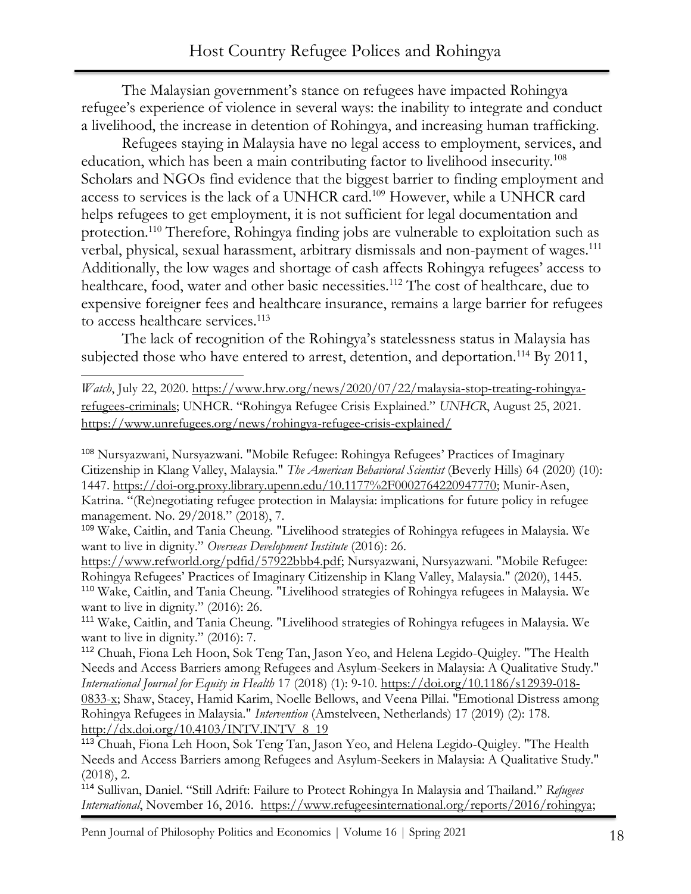The Malaysian government's stance on refugees have impacted Rohingya refugee's experience of violence in several ways: the inability to integrate and conduct a livelihood, the increase in detention of Rohingya, and increasing human trafficking.

Refugees staying in Malaysia have no legal access to employment, services, and education, which has been a main contributing factor to livelihood insecurity.[108] Scholars and NGOs find evidence that the biggest barrier to finding employment and access to services is the lack of a UNHCR card.[109] However, while a UNHCR card helps refugees to get employment, it is not sufficient for legal documentation and protection.[110] Therefore, Rohingya finding jobs are vulnerable to exploitation such as verbal, physical, sexual harassment, arbitrary dismissals and non-payment of wages.[111] Additionally, the low wages and shortage of cash affects Rohingya refugees' access to healthcare, food, water and other basic necessities.[112] The cost of healthcare, due to expensive foreigner fees and healthcare insurance, remains a large barrier for refugees to access healthcare services.[113]

The lack of recognition of the Rohingya's statelessness status in Malaysia has subjected those who have entered to arrest, detention, and deportation.[114] By 2011,

---

*Watch*, July 22, 2020. https://www.hrw.org/news/2020/07/22/malaysia-stop-treating-rohingya-refugees-criminals; UNHCR. "Rohingya Refugee Crisis Explained." *UNHCR*, August 25, 2021. https://www.unrefugees.org/news/rohingya-refugee-crisis-explained/

[108] Nursyazwani, Nursyazwani. "Mobile Refugee: Rohingya Refugees' Practices of Imaginary Citizenship in Klang Valley, Malaysia." *The American Behavioral Scientist* (Beverly Hills) 64 (2020) (10): 1447. https://doi-org.proxy.library.upenn.edu/10.1177%2F0002764220947770; Munir-Asen, Katrina. "(Re)negotiating refugee protection in Malaysia: implications for future policy in refugee management. No. 29/2018." (2018), 7.

[109] Wake, Caitlin, and Tania Cheung. "Livelihood strategies of Rohingya refugees in Malaysia. We want to live in dignity." *Overseas Development Institute* (2016): 26. https://www.refworld.org/pdfid/57922bbb4.pdf; Nursyazwani, Nursyazwani. "Mobile Refugee: Rohingya Refugees' Practices of Imaginary Citizenship in Klang Valley, Malaysia." (2020), 1445.

[110] Wake, Caitlin, and Tania Cheung. "Livelihood strategies of Rohingya refugees in Malaysia. We want to live in dignity." (2016): 26.

[111] Wake, Caitlin, and Tania Cheung. "Livelihood strategies of Rohingya refugees in Malaysia. We want to live in dignity." (2016): 7.

[112] Chuah, Fiona Leh Hoon, Sok Teng Tan, Jason Yeo, and Helena Legido-Quigley. "The Health Needs and Access Barriers among Refugees and Asylum-Seekers in Malaysia: A Qualitative Study." *International Journal for Equity in Health* 17 (2018) (1): 9-10. https://doi.org/10.1186/s12939-018-0833-x; Shaw, Stacey, Hamid Karim, Noelle Bellows, and Veena Pillai. "Emotional Distress among Rohingya Refugees in Malaysia." *Intervention* (Amstelveen, Netherlands) 17 (2019) (2): 178. http://dx.doi.org/10.4103/INTV.INTV_8_19

[113] Chuah, Fiona Leh Hoon, Sok Teng Tan, Jason Yeo, and Helena Legido-Quigley. "The Health Needs and Access Barriers among Refugees and Asylum-Seekers in Malaysia: A Qualitative Study." (2018), 2.

[114] Sullivan, Daniel. "Still Adrift: Failure to Protect Rohingya In Malaysia and Thailand." *Refugees International*, November 16, 2016. https://www.refugeesinternational.org/reports/2016/rohingya;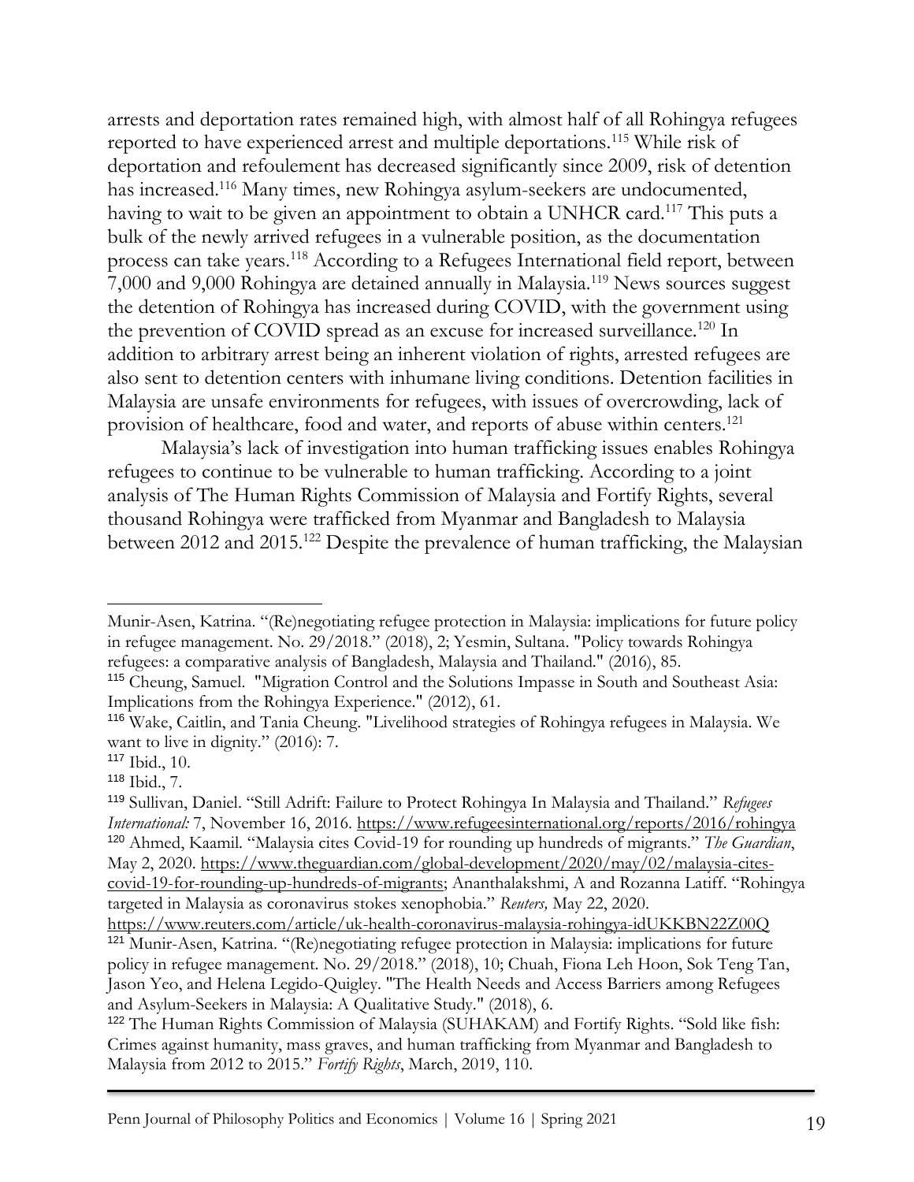arrests and deportation rates remained high, with almost half of all Rohingya refugees reported to have experienced arrest and multiple deportations.[115] While risk of deportation and refoulement has decreased significantly since 2009, risk of detention has increased.[116] Many times, new Rohingya asylum-seekers are undocumented, having to wait to be given an appointment to obtain a UNHCR card.[117] This puts a bulk of the newly arrived refugees in a vulnerable position, as the documentation process can take years.[118] According to a Refugees International field report, between 7,000 and 9,000 Rohingya are detained annually in Malaysia.[119] News sources suggest the detention of Rohingya has increased during COVID, with the government using the prevention of COVID spread as an excuse for increased surveillance.[120] In addition to arbitrary arrest being an inherent violation of rights, arrested refugees are also sent to detention centers with inhumane living conditions. Detention facilities in Malaysia are unsafe environments for refugees, with issues of overcrowding, lack of provision of healthcare, food and water, and reports of abuse within centers.[121]

Malaysia's lack of investigation into human trafficking issues enables Rohingya refugees to continue to be vulnerable to human trafficking. According to a joint analysis of The Human Rights Commission of Malaysia and Fortify Rights, several thousand Rohingya were trafficked from Myanmar and Bangladesh to Malaysia between 2012 and 2015.[122] Despite the prevalence of human trafficking, the Malaysian

---

Munir-Asen, Katrina. "(Re)negotiating refugee protection in Malaysia: implications for future policy in refugee management. No. 29/2018." (2018), 2; Yesmin, Sultana. "Policy towards Rohingya refugees: a comparative analysis of Bangladesh, Malaysia and Thailand." (2016), 85.

[115] Cheung, Samuel. "Migration Control and the Solutions Impasse in South and Southeast Asia: Implications from the Rohingya Experience." (2012), 61.

[116] Wake, Caitlin, and Tania Cheung. "Livelihood strategies of Rohingya refugees in Malaysia. We want to live in dignity." (2016): 7.

[117] Ibid., 10.

[118] Ibid., 7.

[119] Sullivan, Daniel. "Still Adrift: Failure to Protect Rohingya In Malaysia and Thailand." *Refugees International:* 7, November 16, 2016. https://www.refugeesinternational.org/reports/2016/rohingya

[120] Ahmed, Kaamil. "Malaysia cites Covid-19 for rounding up hundreds of migrants." *The Guardian*, May 2, 2020. https://www.theguardian.com/global-development/2020/may/02/malaysia-cites-covid-19-for-rounding-up-hundreds-of-migrants; Ananthalakshmi, A and Rozanna Latiff. "Rohingya targeted in Malaysia as coronavirus stokes xenophobia." *Reuters,* May 22, 2020. https://www.reuters.com/article/uk-health-coronavirus-malaysia-rohingya-idUKKBN22Z00Q

[121] Munir-Asen, Katrina. "(Re)negotiating refugee protection in Malaysia: implications for future policy in refugee management. No. 29/2018." (2018), 10; Chuah, Fiona Leh Hoon, Sok Teng Tan, Jason Yeo, and Helena Legido-Quigley. "The Health Needs and Access Barriers among Refugees and Asylum-Seekers in Malaysia: A Qualitative Study." (2018), 6.

[122] The Human Rights Commission of Malaysia (SUHAKAM) and Fortify Rights. "Sold like fish: Crimes against humanity, mass graves, and human trafficking from Myanmar and Bangladesh to Malaysia from 2012 to 2015." *Fortify Rights*, March, 2019, 110.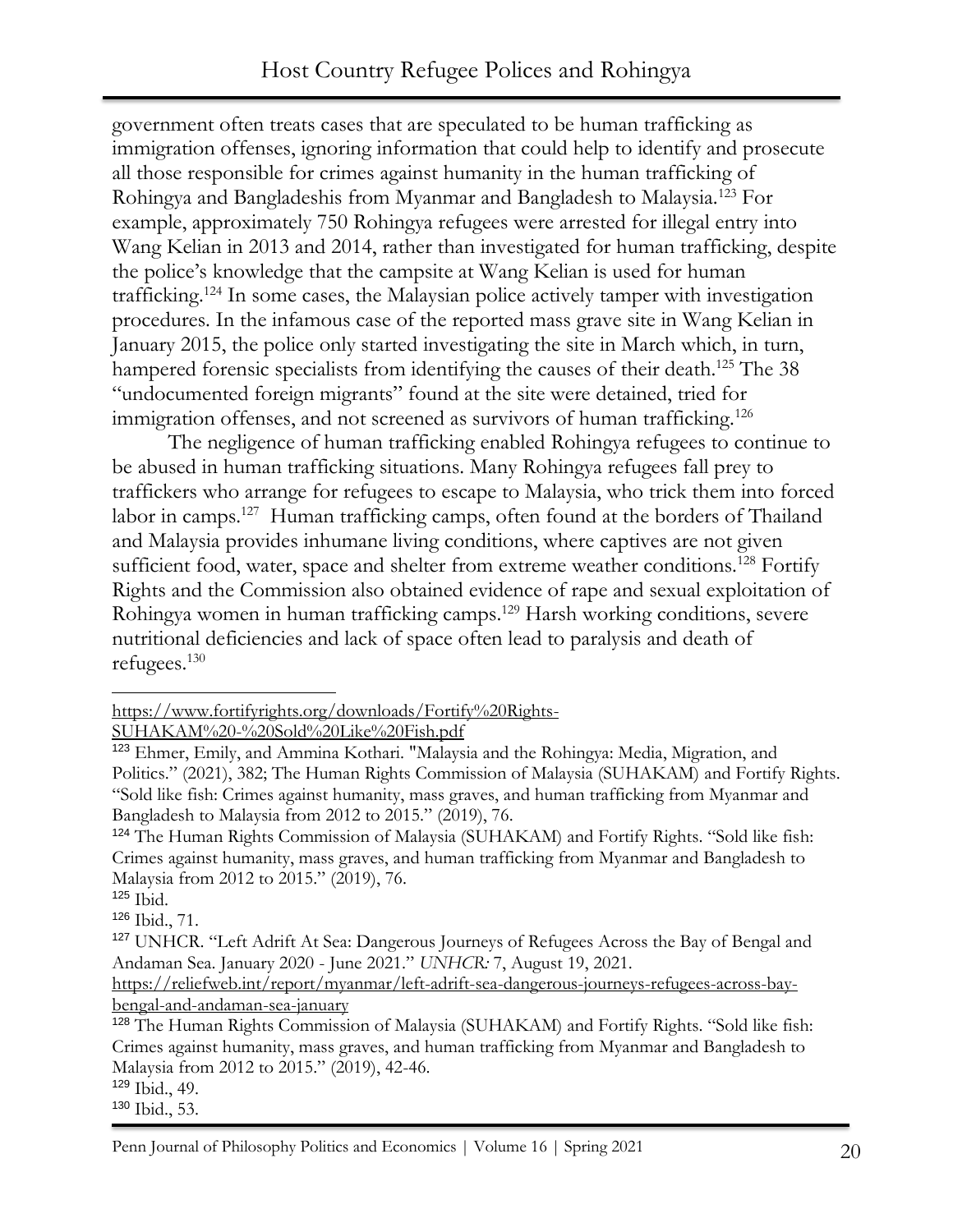government often treats cases that are speculated to be human trafficking as immigration offenses, ignoring information that could help to identify and prosecute all those responsible for crimes against humanity in the human trafficking of Rohingya and Bangladeshis from Myanmar and Bangladesh to Malaysia.[123] For example, approximately 750 Rohingya refugees were arrested for illegal entry into Wang Kelian in 2013 and 2014, rather than investigated for human trafficking, despite the police's knowledge that the campsite at Wang Kelian is used for human trafficking.[124] In some cases, the Malaysian police actively tamper with investigation procedures. In the infamous case of the reported mass grave site in Wang Kelian in January 2015, the police only started investigating the site in March which, in turn, hampered forensic specialists from identifying the causes of their death.[125] The 38 "undocumented foreign migrants" found at the site were detained, tried for immigration offenses, and not screened as survivors of human trafficking.[126]

The negligence of human trafficking enabled Rohingya refugees to continue to be abused in human trafficking situations. Many Rohingya refugees fall prey to traffickers who arrange for refugees to escape to Malaysia, who trick them into forced labor in camps.[127] Human trafficking camps, often found at the borders of Thailand and Malaysia provides inhumane living conditions, where captives are not given sufficient food, water, space and shelter from extreme weather conditions.[128] Fortify Rights and the Commission also obtained evidence of rape and sexual exploitation of Rohingya women in human trafficking camps.[129] Harsh working conditions, severe nutritional deficiencies and lack of space often lead to paralysis and death of refugees.[130]

---

https://www.fortifyrights.org/downloads/Fortify%20Rights-SUHAKAM%20-%20Sold%20Like%20Fish.pdf

[123] Ehmer, Emily, and Ammina Kothari. "Malaysia and the Rohingya: Media, Migration, and Politics." (2021), 382; The Human Rights Commission of Malaysia (SUHAKAM) and Fortify Rights. "Sold like fish: Crimes against humanity, mass graves, and human trafficking from Myanmar and Bangladesh to Malaysia from 2012 to 2015." (2019), 76.

[124] The Human Rights Commission of Malaysia (SUHAKAM) and Fortify Rights. "Sold like fish: Crimes against humanity, mass graves, and human trafficking from Myanmar and Bangladesh to Malaysia from 2012 to 2015." (2019), 76.

[125] Ibid.

[126] Ibid., 71.

[127] UNHCR. "Left Adrift At Sea: Dangerous Journeys of Refugees Across the Bay of Bengal and Andaman Sea. January 2020 - June 2021." *UNHCR:* 7, August 19, 2021. https://reliefweb.int/report/myanmar/left-adrift-sea-dangerous-journeys-refugees-across-bay-bengal-and-andaman-sea-january

[128] The Human Rights Commission of Malaysia (SUHAKAM) and Fortify Rights. "Sold like fish: Crimes against humanity, mass graves, and human trafficking from Myanmar and Bangladesh to Malaysia from 2012 to 2015." (2019), 42-46.

[129] Ibid., 49.

[130] Ibid., 53.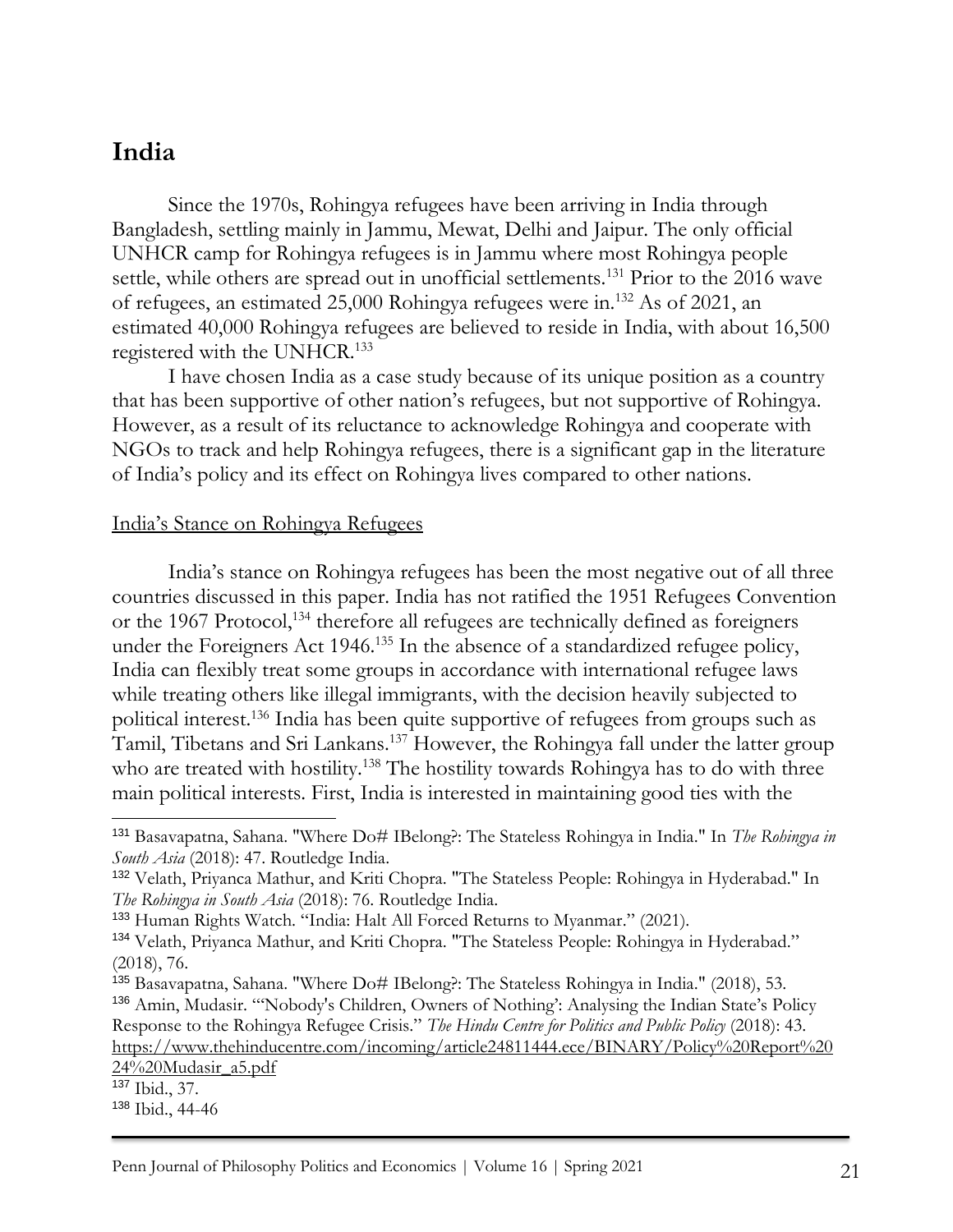## India

Since the 1970s, Rohingya refugees have been arriving in India through Bangladesh, settling mainly in Jammu, Mewat, Delhi and Jaipur. The only official UNHCR camp for Rohingya refugees is in Jammu where most Rohingya people settle, while others are spread out in unofficial settlements.[131] Prior to the 2016 wave of refugees, an estimated 25,000 Rohingya refugees were in.[132] As of 2021, an estimated 40,000 Rohingya refugees are believed to reside in India, with about 16,500 registered with the UNHCR.[133]

I have chosen India as a case study because of its unique position as a country that has been supportive of other nation's refugees, but not supportive of Rohingya. However, as a result of its reluctance to acknowledge Rohingya and cooperate with NGOs to track and help Rohingya refugees, there is a significant gap in the literature of India's policy and its effect on Rohingya lives compared to other nations.

### India's Stance on Rohingya Refugees

India's stance on Rohingya refugees has been the most negative out of all three countries discussed in this paper. India has not ratified the 1951 Refugees Convention or the 1967 Protocol,[134] therefore all refugees are technically defined as foreigners under the Foreigners Act 1946.[135] In the absence of a standardized refugee policy, India can flexibly treat some groups in accordance with international refugee laws while treating others like illegal immigrants, with the decision heavily subjected to political interest.[136] India has been quite supportive of refugees from groups such as Tamil, Tibetans and Sri Lankans.[137] However, the Rohingya fall under the latter group who are treated with hostility.[138] The hostility towards Rohingya has to do with three main political interests. First, India is interested in maintaining good ties with the

---

[131] Basavapatna, Sahana. "Where Do# IBelong?: The Stateless Rohingya in India." In *The Rohingya in South Asia* (2018): 47. Routledge India.

[132] Velath, Priyanca Mathur, and Kriti Chopra. "The Stateless People: Rohingya in Hyderabad." In *The Rohingya in South Asia* (2018): 76. Routledge India.

[133] Human Rights Watch. "India: Halt All Forced Returns to Myanmar." (2021).

[134] Velath, Priyanca Mathur, and Kriti Chopra. "The Stateless People: Rohingya in Hyderabad." (2018), 76.

[135] Basavapatna, Sahana. "Where Do# IBelong?: The Stateless Rohingya in India." (2018), 53.

[136] Amin, Mudasir. "'Nobody's Children, Owners of Nothing': Analysing the Indian State's Policy Response to the Rohingya Refugee Crisis." *The Hindu Centre for Politics and Public Policy* (2018): 43. https://www.thehinducentre.com/incoming/article24811444.ece/BINARY/Policy%20Report%2024%20Mudasir_a5.pdf

[137] Ibid., 37.

[138] Ibid., 44-46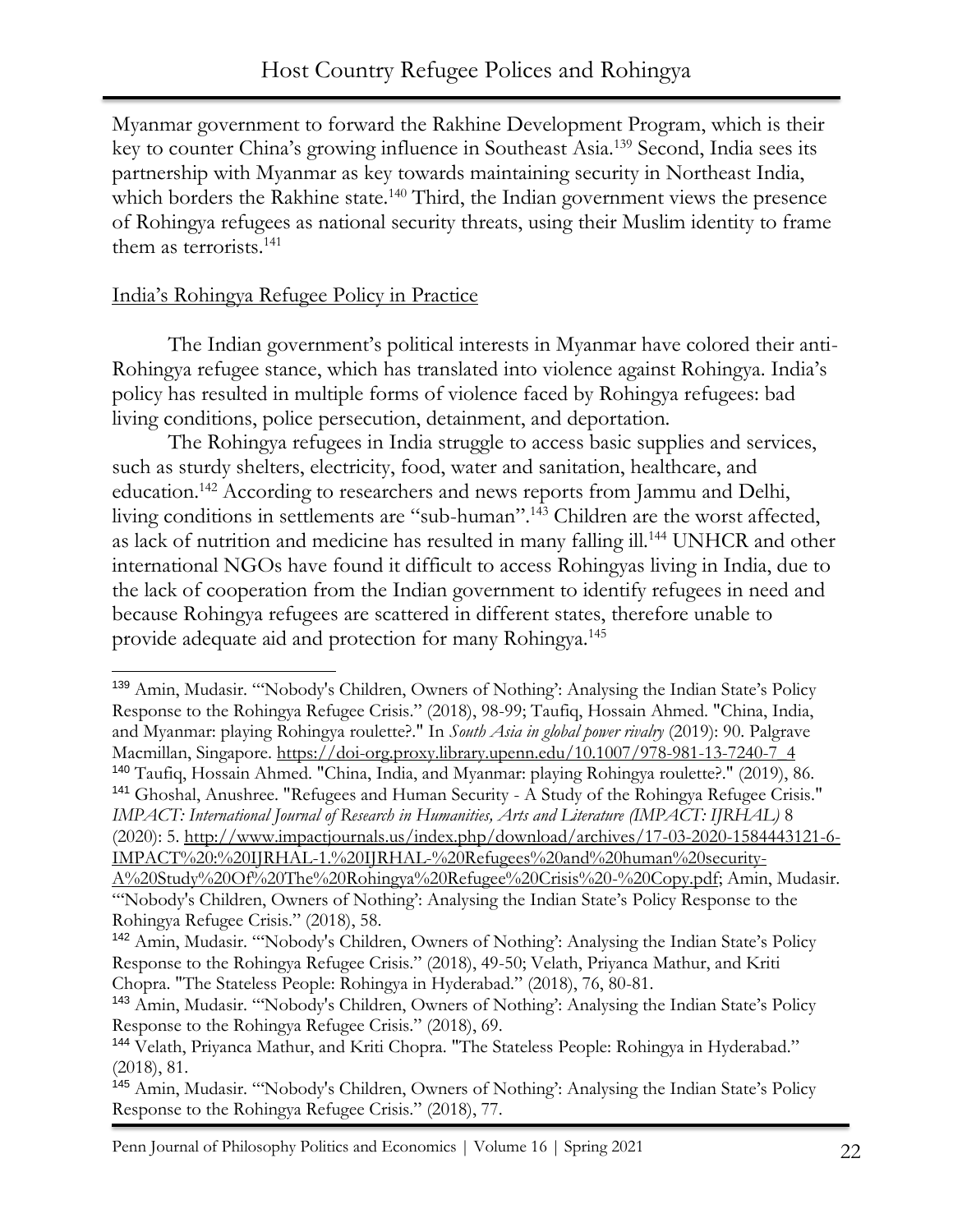Myanmar government to forward the Rakhine Development Program, which is their key to counter China's growing influence in Southeast Asia.[139] Second, India sees its partnership with Myanmar as key towards maintaining security in Northeast India, which borders the Rakhine state.[140] Third, the Indian government views the presence of Rohingya refugees as national security threats, using their Muslim identity to frame them as terrorists.[141]

<u>India's Rohingya Refugee Policy in Practice</u>

The Indian government's political interests in Myanmar have colored their anti-Rohingya refugee stance, which has translated into violence against Rohingya. India's policy has resulted in multiple forms of violence faced by Rohingya refugees: bad living conditions, police persecution, detainment, and deportation.

The Rohingya refugees in India struggle to access basic supplies and services, such as sturdy shelters, electricity, food, water and sanitation, healthcare, and education.[142] According to researchers and news reports from Jammu and Delhi, living conditions in settlements are "sub-human".[143] Children are the worst affected, as lack of nutrition and medicine has resulted in many falling ill.[144] UNHCR and other international NGOs have found it difficult to access Rohingyas living in India, due to the lack of cooperation from the Indian government to identify refugees in need and because Rohingya refugees are scattered in different states, therefore unable to provide adequate aid and protection for many Rohingya.[145]

---

[139] Amin, Mudasir. "'Nobody's Children, Owners of Nothing': Analysing the Indian State's Policy Response to the Rohingya Refugee Crisis." (2018), 98-99; Taufiq, Hossain Ahmed. "China, India, and Myanmar: playing Rohingya roulette?." In *South Asia in global power rivalry* (2019): 90. Palgrave Macmillan, Singapore. https://doi-org.proxy.library.upenn.edu/10.1007/978-981-13-7240-7_4

[140] Taufiq, Hossain Ahmed. "China, India, and Myanmar: playing Rohingya roulette?." (2019), 86.

[141] Ghoshal, Anushree. "Refugees and Human Security - A Study of the Rohingya Refugee Crisis." *IMPACT: International Journal of Research in Humanities, Arts and Literature (IMPACT: IJRHAL)* 8 (2020): 5. http://www.impactjournals.us/index.php/download/archives/17-03-2020-1584443121-6-IMPACT%20:%20IJRHAL-1.%20IJRHAL-%20Refugees%20and%20human%20security-A%20Study%20Of%20The%20Rohingya%20Refugee%20Crisis%20-%20Copy.pdf; Amin, Mudasir. "'Nobody's Children, Owners of Nothing': Analysing the Indian State's Policy Response to the Rohingya Refugee Crisis." (2018), 58.

[142] Amin, Mudasir. "'Nobody's Children, Owners of Nothing': Analysing the Indian State's Policy Response to the Rohingya Refugee Crisis." (2018), 49-50; Velath, Priyanca Mathur, and Kriti Chopra. "The Stateless People: Rohingya in Hyderabad." (2018), 76, 80-81.

[143] Amin, Mudasir. "'Nobody's Children, Owners of Nothing': Analysing the Indian State's Policy Response to the Rohingya Refugee Crisis." (2018), 69.

[144] Velath, Priyanca Mathur, and Kriti Chopra. "The Stateless People: Rohingya in Hyderabad." (2018), 81.

[145] Amin, Mudasir. "'Nobody's Children, Owners of Nothing': Analysing the Indian State's Policy Response to the Rohingya Refugee Crisis." (2018), 77.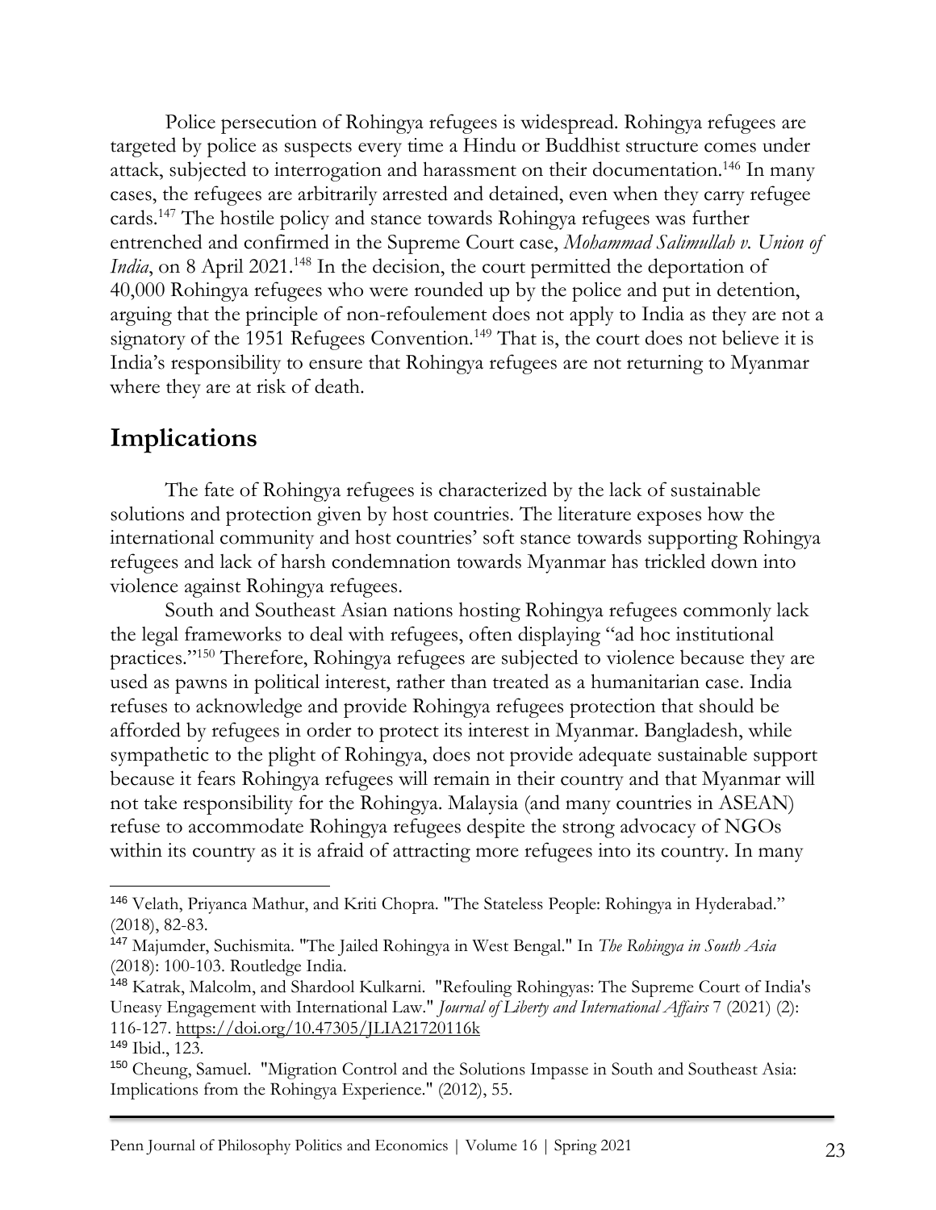Police persecution of Rohingya refugees is widespread. Rohingya refugees are targeted by police as suspects every time a Hindu or Buddhist structure comes under attack, subjected to interrogation and harassment on their documentation.[146] In many cases, the refugees are arbitrarily arrested and detained, even when they carry refugee cards.[147] The hostile policy and stance towards Rohingya refugees was further entrenched and confirmed in the Supreme Court case, *Mohammad Salimullah v. Union of India*, on 8 April 2021.[148] In the decision, the court permitted the deportation of 40,000 Rohingya refugees who were rounded up by the police and put in detention, arguing that the principle of non-refoulement does not apply to India as they are not a signatory of the 1951 Refugees Convention.[149] That is, the court does not believe it is India's responsibility to ensure that Rohingya refugees are not returning to Myanmar where they are at risk of death.

## Implications

The fate of Rohingya refugees is characterized by the lack of sustainable solutions and protection given by host countries. The literature exposes how the international community and host countries' soft stance towards supporting Rohingya refugees and lack of harsh condemnation towards Myanmar has trickled down into violence against Rohingya refugees.

South and Southeast Asian nations hosting Rohingya refugees commonly lack the legal frameworks to deal with refugees, often displaying "ad hoc institutional practices."[150] Therefore, Rohingya refugees are subjected to violence because they are used as pawns in political interest, rather than treated as a humanitarian case. India refuses to acknowledge and provide Rohingya refugees protection that should be afforded by refugees in order to protect its interest in Myanmar. Bangladesh, while sympathetic to the plight of Rohingya, does not provide adequate sustainable support because it fears Rohingya refugees will remain in their country and that Myanmar will not take responsibility for the Rohingya. Malaysia (and many countries in ASEAN) refuse to accommodate Rohingya refugees despite the strong advocacy of NGOs within its country as it is afraid of attracting more refugees into its country. In many

---

[146] Velath, Priyanca Mathur, and Kriti Chopra. "The Stateless People: Rohingya in Hyderabad." (2018), 82-83.

[147] Majumder, Suchismita. "The Jailed Rohingya in West Bengal." In *The Rohingya in South Asia* (2018): 100-103. Routledge India.

[148] Katrak, Malcolm, and Shardool Kulkarni. "Refouling Rohingyas: The Supreme Court of India's Uneasy Engagement with International Law." *Journal of Liberty and International Affairs* 7 (2021) (2): 116-127. https://doi.org/10.47305/JLIA21720116k

[149] Ibid., 123.

[150] Cheung, Samuel. "Migration Control and the Solutions Impasse in South and Southeast Asia: Implications from the Rohingya Experience." (2012), 55.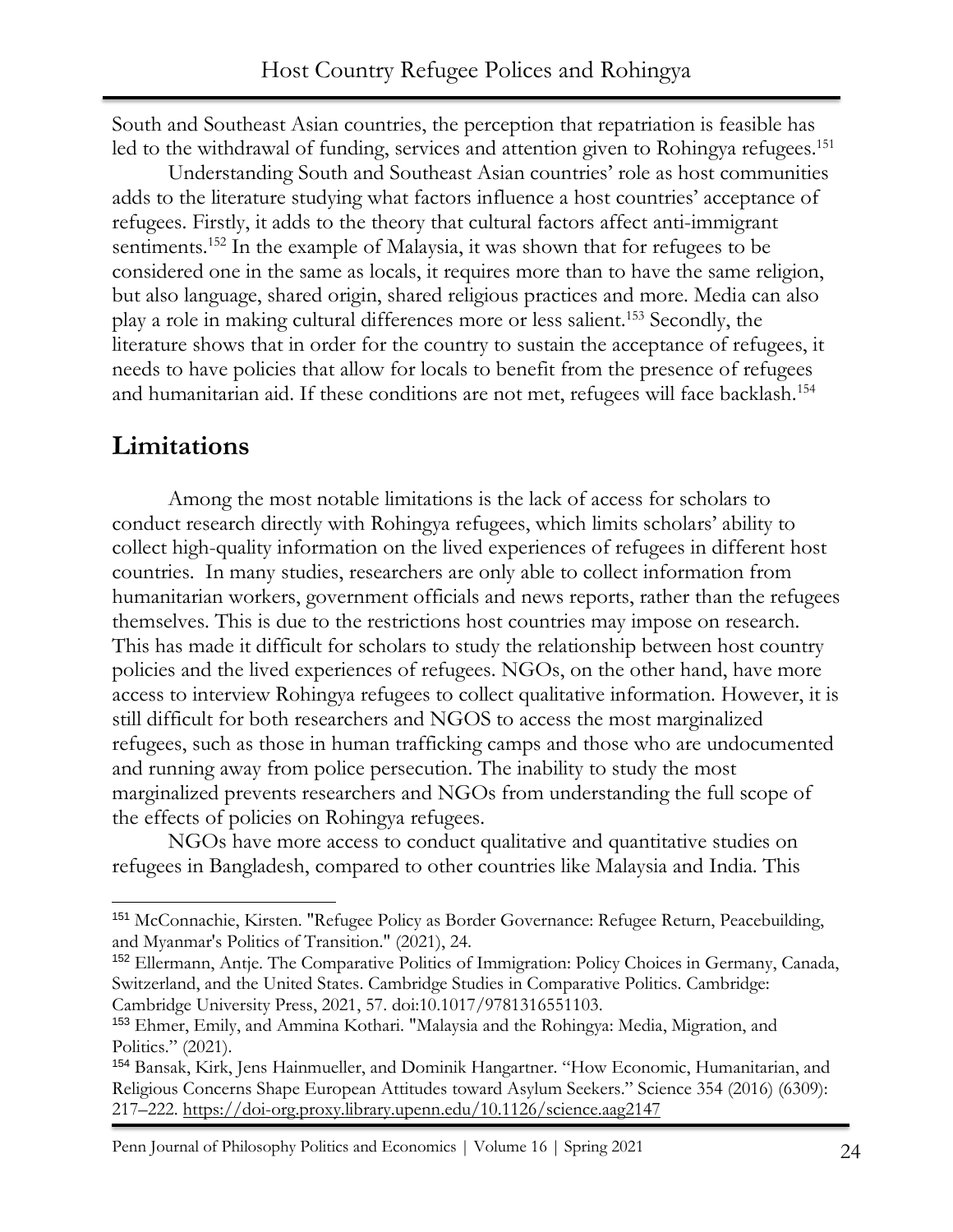South and Southeast Asian countries, the perception that repatriation is feasible has led to the withdrawal of funding, services and attention given to Rohingya refugees.[151]

Understanding South and Southeast Asian countries' role as host communities adds to the literature studying what factors influence a host countries' acceptance of refugees. Firstly, it adds to the theory that cultural factors affect anti-immigrant sentiments.[152] In the example of Malaysia, it was shown that for refugees to be considered one in the same as locals, it requires more than to have the same religion, but also language, shared origin, shared religious practices and more. Media can also play a role in making cultural differences more or less salient.[153] Secondly, the literature shows that in order for the country to sustain the acceptance of refugees, it needs to have policies that allow for locals to benefit from the presence of refugees and humanitarian aid. If these conditions are not met, refugees will face backlash.[154]

## Limitations

Among the most notable limitations is the lack of access for scholars to conduct research directly with Rohingya refugees, which limits scholars' ability to collect high-quality information on the lived experiences of refugees in different host countries. In many studies, researchers are only able to collect information from humanitarian workers, government officials and news reports, rather than the refugees themselves. This is due to the restrictions host countries may impose on research. This has made it difficult for scholars to study the relationship between host country policies and the lived experiences of refugees. NGOs, on the other hand, have more access to interview Rohingya refugees to collect qualitative information. However, it is still difficult for both researchers and NGOS to access the most marginalized refugees, such as those in human trafficking camps and those who are undocumented and running away from police persecution. The inability to study the most marginalized prevents researchers and NGOs from understanding the full scope of the effects of policies on Rohingya refugees.

NGOs have more access to conduct qualitative and quantitative studies on refugees in Bangladesh, compared to other countries like Malaysia and India. This

---

[151] McConnachie, Kirsten. "Refugee Policy as Border Governance: Refugee Return, Peacebuilding, and Myanmar's Politics of Transition." (2021), 24.

[152] Ellermann, Antje. The Comparative Politics of Immigration: Policy Choices in Germany, Canada, Switzerland, and the United States. Cambridge Studies in Comparative Politics. Cambridge: Cambridge University Press, 2021, 57. doi:10.1017/9781316551103.

[153] Ehmer, Emily, and Ammina Kothari. "Malaysia and the Rohingya: Media, Migration, and Politics." (2021).

[154] Bansak, Kirk, Jens Hainmueller, and Dominik Hangartner. "How Economic, Humanitarian, and Religious Concerns Shape European Attitudes toward Asylum Seekers." Science 354 (2016) (6309): 217–222. https://doi-org.proxy.library.upenn.edu/10.1126/science.aag2147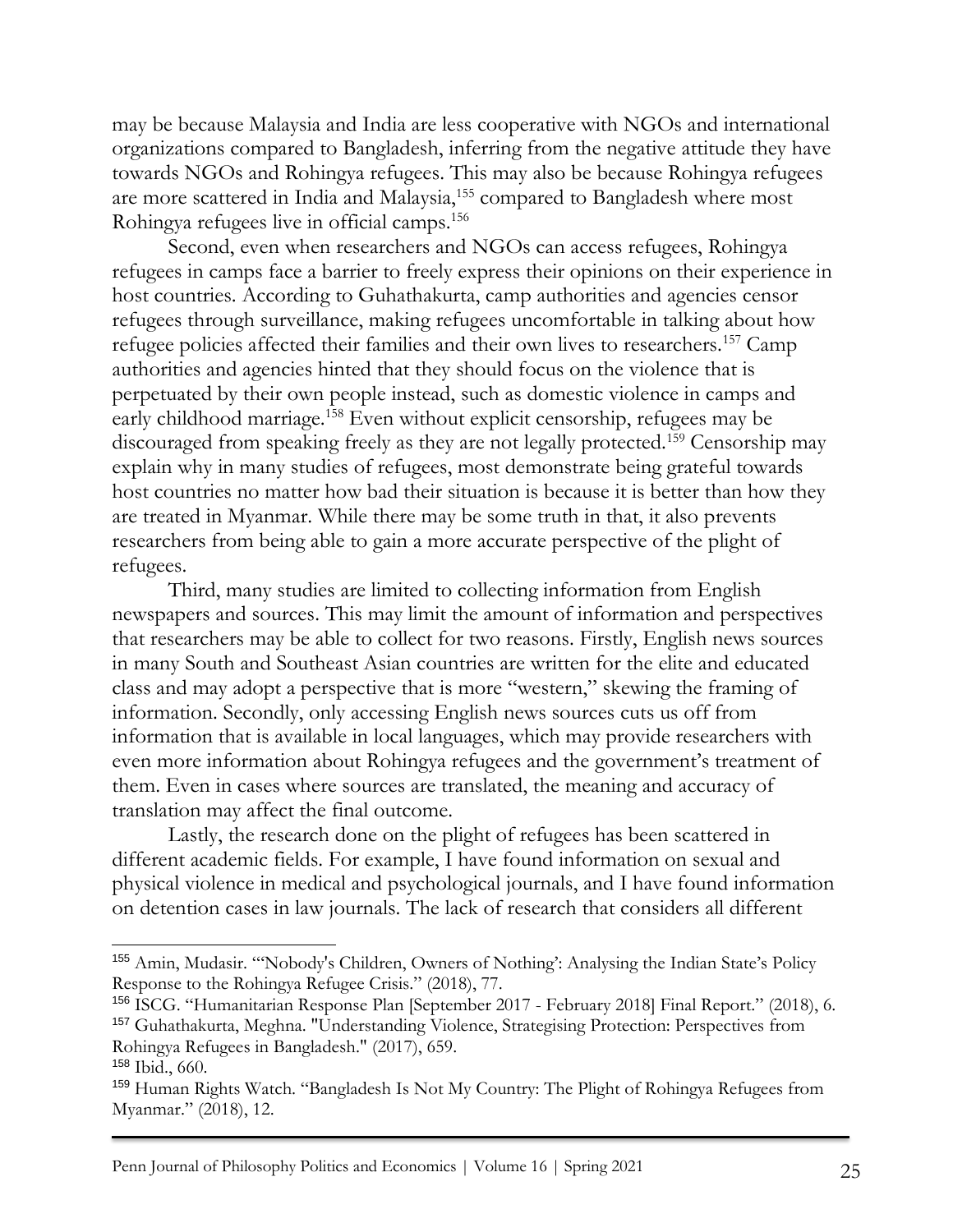may be because Malaysia and India are less cooperative with NGOs and international organizations compared to Bangladesh, inferring from the negative attitude they have towards NGOs and Rohingya refugees. This may also be because Rohingya refugees are more scattered in India and Malaysia,[155] compared to Bangladesh where most Rohingya refugees live in official camps.[156]

Second, even when researchers and NGOs can access refugees, Rohingya refugees in camps face a barrier to freely express their opinions on their experience in host countries. According to Guhathakurta, camp authorities and agencies censor refugees through surveillance, making refugees uncomfortable in talking about how refugee policies affected their families and their own lives to researchers.[157] Camp authorities and agencies hinted that they should focus on the violence that is perpetuated by their own people instead, such as domestic violence in camps and early childhood marriage.[158] Even without explicit censorship, refugees may be discouraged from speaking freely as they are not legally protected.[159] Censorship may explain why in many studies of refugees, most demonstrate being grateful towards host countries no matter how bad their situation is because it is better than how they are treated in Myanmar. While there may be some truth in that, it also prevents researchers from being able to gain a more accurate perspective of the plight of refugees.

Third, many studies are limited to collecting information from English newspapers and sources. This may limit the amount of information and perspectives that researchers may be able to collect for two reasons. Firstly, English news sources in many South and Southeast Asian countries are written for the elite and educated class and may adopt a perspective that is more "western," skewing the framing of information. Secondly, only accessing English news sources cuts us off from information that is available in local languages, which may provide researchers with even more information about Rohingya refugees and the government's treatment of them. Even in cases where sources are translated, the meaning and accuracy of translation may affect the final outcome.

Lastly, the research done on the plight of refugees has been scattered in different academic fields. For example, I have found information on sexual and physical violence in medical and psychological journals, and I have found information on detention cases in law journals. The lack of research that considers all different

---

[155] Amin, Mudasir. "'Nobody's Children, Owners of Nothing': Analysing the Indian State's Policy Response to the Rohingya Refugee Crisis." (2018), 77.

[156] ISCG. "Humanitarian Response Plan [September 2017 - February 2018] Final Report." (2018), 6.

[157] Guhathakurta, Meghna. "Understanding Violence, Strategising Protection: Perspectives from Rohingya Refugees in Bangladesh." (2017), 659.

[158] Ibid., 660.

[159] Human Rights Watch. "Bangladesh Is Not My Country: The Plight of Rohingya Refugees from Myanmar." (2018), 12.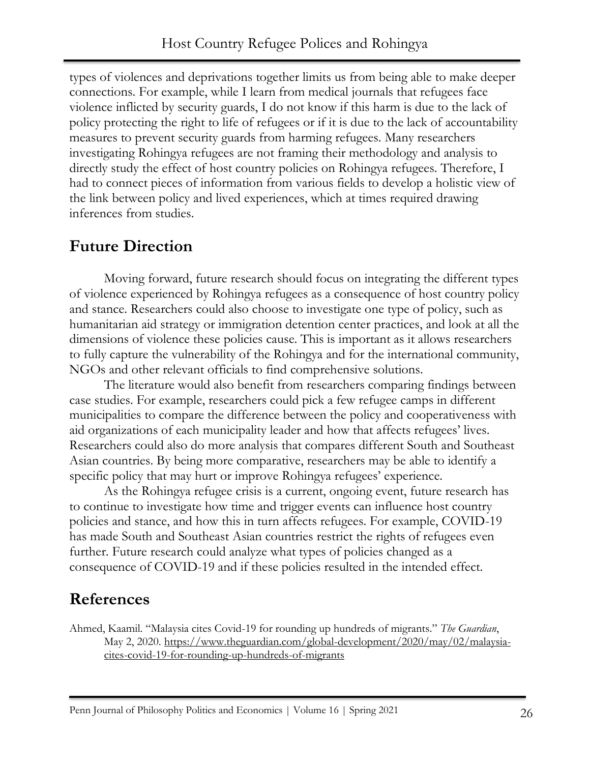types of violences and deprivations together limits us from being able to make deeper connections. For example, while I learn from medical journals that refugees face violence inflicted by security guards, I do not know if this harm is due to the lack of policy protecting the right to life of refugees or if it is due to the lack of accountability measures to prevent security guards from harming refugees. Many researchers investigating Rohingya refugees are not framing their methodology and analysis to directly study the effect of host country policies on Rohingya refugees. Therefore, I had to connect pieces of information from various fields to develop a holistic view of the link between policy and lived experiences, which at times required drawing inferences from studies.

## Future Direction

Moving forward, future research should focus on integrating the different types of violence experienced by Rohingya refugees as a consequence of host country policy and stance. Researchers could also choose to investigate one type of policy, such as humanitarian aid strategy or immigration detention center practices, and look at all the dimensions of violence these policies cause. This is important as it allows researchers to fully capture the vulnerability of the Rohingya and for the international community, NGOs and other relevant officials to find comprehensive solutions.

The literature would also benefit from researchers comparing findings between case studies. For example, researchers could pick a few refugee camps in different municipalities to compare the difference between the policy and cooperativeness with aid organizations of each municipality leader and how that affects refugees' lives. Researchers could also do more analysis that compares different South and Southeast Asian countries. By being more comparative, researchers may be able to identify a specific policy that may hurt or improve Rohingya refugees' experience.

As the Rohingya refugee crisis is a current, ongoing event, future research has to continue to investigate how time and trigger events can influence host country policies and stance, and how this in turn affects refugees. For example, COVID-19 has made South and Southeast Asian countries restrict the rights of refugees even further. Future research could analyze what types of policies changed as a consequence of COVID-19 and if these policies resulted in the intended effect.

## References

Ahmed, Kaamil. "Malaysia cites Covid-19 for rounding up hundreds of migrants." *The Guardian*, May 2, 2020. https://www.theguardian.com/global-development/2020/may/02/malaysia-cites-covid-19-for-rounding-up-hundreds-of-migrants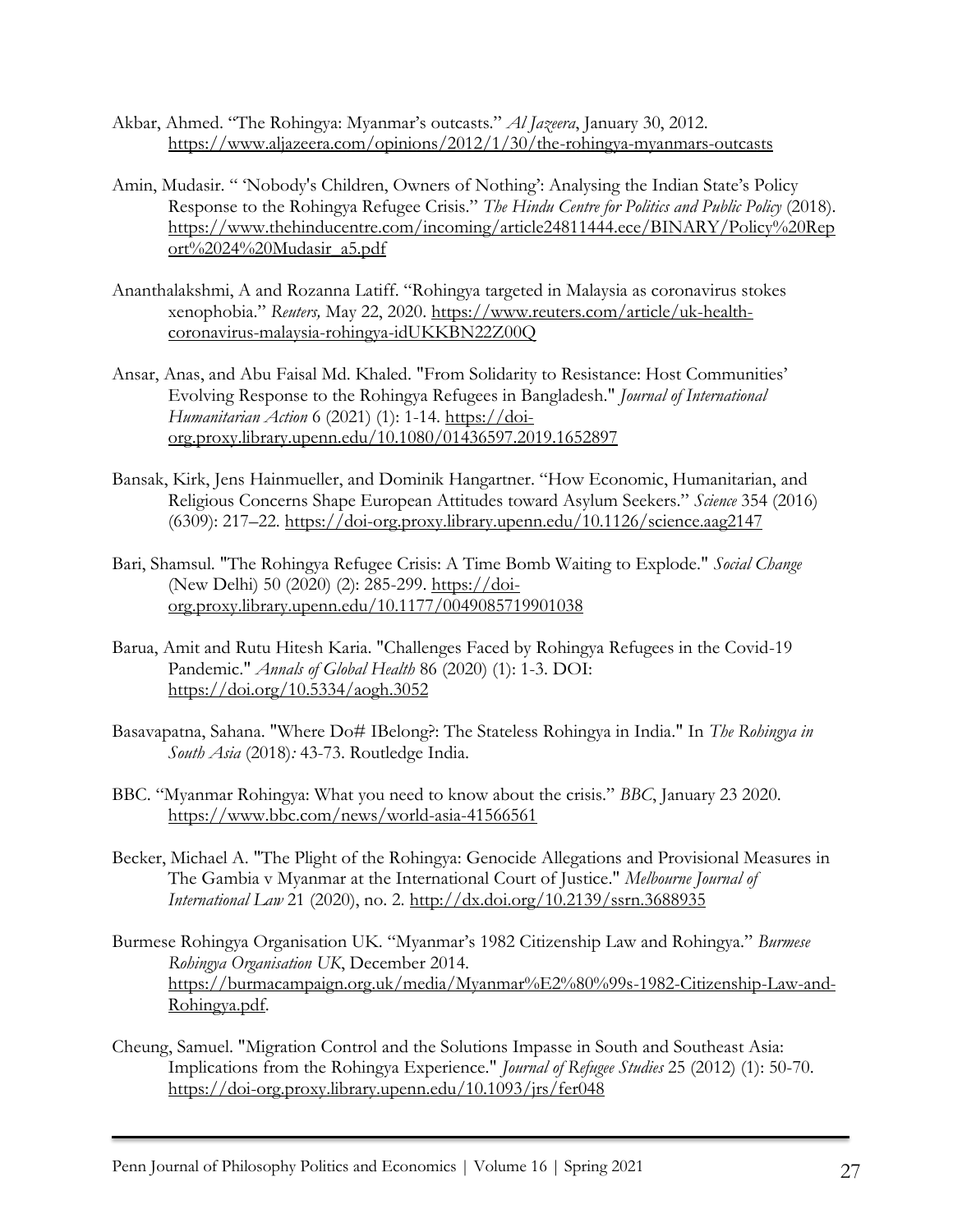Akbar, Ahmed. "The Rohingya: Myanmar's outcasts." *Al Jazeera*, January 30, 2012. https://www.aljazeera.com/opinions/2012/1/30/the-rohingya-myanmars-outcasts

Amin, Mudasir. " 'Nobody's Children, Owners of Nothing': Analysing the Indian State's Policy Response to the Rohingya Refugee Crisis." *The Hindu Centre for Politics and Public Policy* (2018). https://www.thehinducentre.com/incoming/article24811444.ece/BINARY/Policy%20Report%2024%20Mudasir_a5.pdf

Ananthalakshmi, A and Rozanna Latiff. "Rohingya targeted in Malaysia as coronavirus stokes xenophobia." *Reuters,* May 22, 2020. https://www.reuters.com/article/uk-health-coronavirus-malaysia-rohingya-idUKKBN22Z00Q

Ansar, Anas, and Abu Faisal Md. Khaled. "From Solidarity to Resistance: Host Communities' Evolving Response to the Rohingya Refugees in Bangladesh." *Journal of International Humanitarian Action* 6 (2021) (1): 1-14. https://doi-org.proxy.library.upenn.edu/10.1080/01436597.2019.1652897

Bansak, Kirk, Jens Hainmueller, and Dominik Hangartner. "How Economic, Humanitarian, and Religious Concerns Shape European Attitudes toward Asylum Seekers." *Science* 354 (2016) (6309): 217–22. https://doi-org.proxy.library.upenn.edu/10.1126/science.aag2147

Bari, Shamsul. "The Rohingya Refugee Crisis: A Time Bomb Waiting to Explode." *Social Change* (New Delhi) 50 (2020) (2): 285-299. https://doi-org.proxy.library.upenn.edu/10.1177/0049085719901038

Barua, Amit and Rutu Hitesh Karia. "Challenges Faced by Rohingya Refugees in the Covid-19 Pandemic." *Annals of Global Health* 86 (2020) (1): 1-3. DOI: https://doi.org/10.5334/aogh.3052

Basavapatna, Sahana. "Where Do# IBelong?: The Stateless Rohingya in India." In *The Rohingya in South Asia* (2018)*:* 43-73. Routledge India.

BBC. "Myanmar Rohingya: What you need to know about the crisis." *BBC*, January 23 2020. https://www.bbc.com/news/world-asia-41566561

Becker, Michael A. "The Plight of the Rohingya: Genocide Allegations and Provisional Measures in The Gambia v Myanmar at the International Court of Justice." *Melbourne Journal of International Law* 21 (2020), no. 2. http://dx.doi.org/10.2139/ssrn.3688935

Burmese Rohingya Organisation UK. "Myanmar's 1982 Citizenship Law and Rohingya." *Burmese Rohingya Organisation UK*, December 2014. https://burmacampaign.org.uk/media/Myanmar%E2%80%99s-1982-Citizenship-Law-and-Rohingya.pdf.

Cheung, Samuel. "Migration Control and the Solutions Impasse in South and Southeast Asia: Implications from the Rohingya Experience." *Journal of Refugee Studies* 25 (2012) (1): 50-70. https://doi-org.proxy.library.upenn.edu/10.1093/jrs/fer048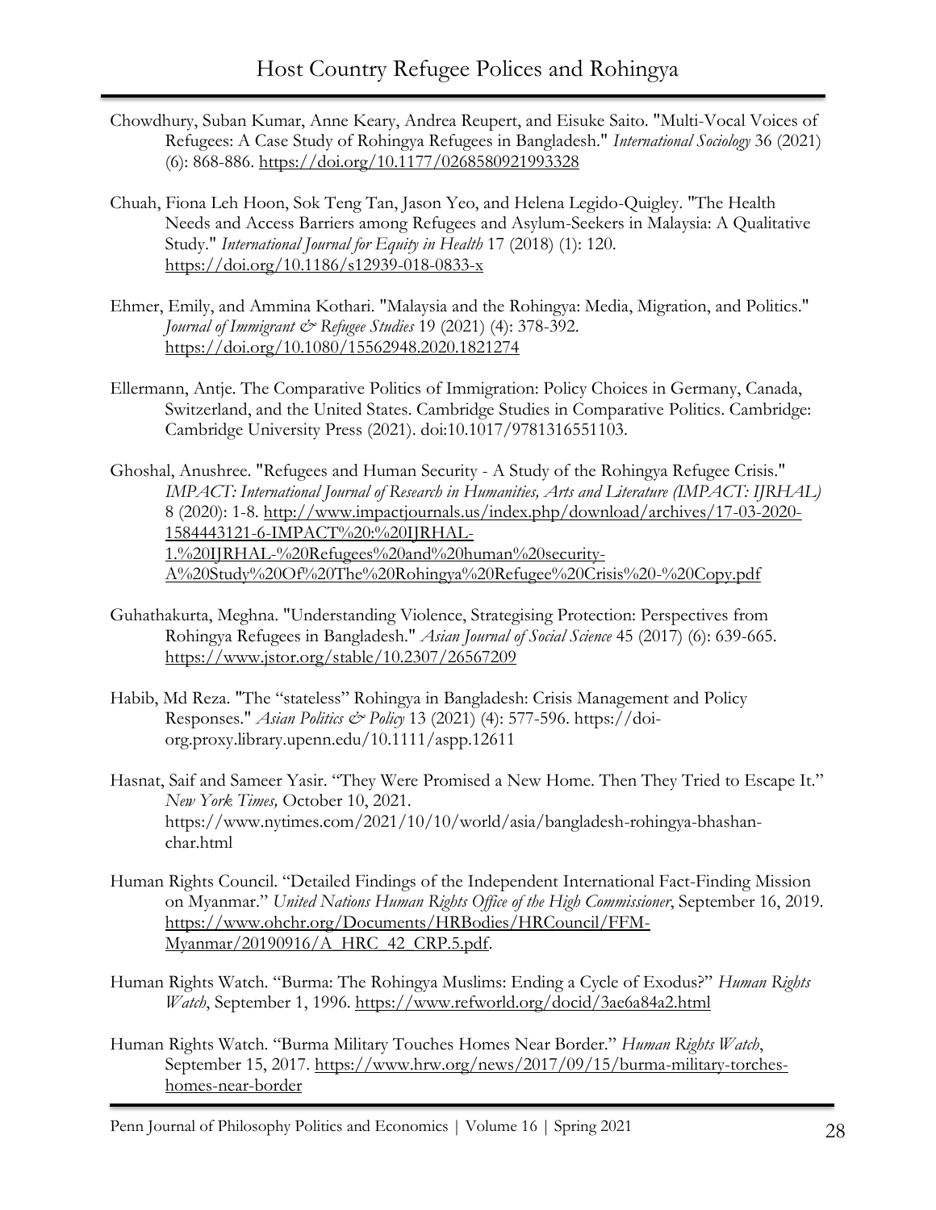Chowdhury, Suban Kumar, Anne Keary, Andrea Reupert, and Eisuke Saito. "Multi-Vocal Voices of Refugees: A Case Study of Rohingya Refugees in Bangladesh." *International Sociology* 36 (2021) (6): 868-886. https://doi.org/10.1177/0268580921993328

Chuah, Fiona Leh Hoon, Sok Teng Tan, Jason Yeo, and Helena Legido-Quigley. "The Health Needs and Access Barriers among Refugees and Asylum-Seekers in Malaysia: A Qualitative Study." *International Journal for Equity in Health* 17 (2018) (1): 120. https://doi.org/10.1186/s12939-018-0833-x

Ehmer, Emily, and Ammina Kothari. "Malaysia and the Rohingya: Media, Migration, and Politics." *Journal of Immigrant & Refugee Studies* 19 (2021) (4): 378-392. https://doi.org/10.1080/15562948.2020.1821274

Ellermann, Antje. The Comparative Politics of Immigration: Policy Choices in Germany, Canada, Switzerland, and the United States. Cambridge Studies in Comparative Politics. Cambridge: Cambridge University Press (2021). doi:10.1017/9781316551103.

Ghoshal, Anushree. "Refugees and Human Security - A Study of the Rohingya Refugee Crisis." *IMPACT: International Journal of Research in Humanities, Arts and Literature (IMPACT: IJRHAL)* 8 (2020): 1-8. http://www.impactjournals.us/index.php/download/archives/17-03-2020-1584443121-6-IMPACT%20:%20IJRHAL-1.%20IJRHAL-%20Refugees%20and%20human%20security-A%20Study%20Of%20The%20Rohingya%20Refugee%20Crisis%20-%20Copy.pdf

Guhathakurta, Meghna. "Understanding Violence, Strategising Protection: Perspectives from Rohingya Refugees in Bangladesh." *Asian Journal of Social Science* 45 (2017) (6): 639-665. https://www.jstor.org/stable/10.2307/26567209

Habib, Md Reza. "The "stateless" Rohingya in Bangladesh: Crisis Management and Policy Responses." *Asian Politics & Policy* 13 (2021) (4): 577-596. https://doi-org.proxy.library.upenn.edu/10.1111/aspp.12611

Hasnat, Saif and Sameer Yasir. "They Were Promised a New Home. Then They Tried to Escape It." *New York Times,* October 10, 2021. https://www.nytimes.com/2021/10/10/world/asia/bangladesh-rohingya-bhashan-char.html

Human Rights Council. "Detailed Findings of the Independent International Fact-Finding Mission on Myanmar." *United Nations Human Rights Office of the High Commissioner*, September 16, 2019. https://www.ohchr.org/Documents/HRBodies/HRCouncil/FFM-Myanmar/20190916/A_HRC_42_CRP.5.pdf.

Human Rights Watch. "Burma: The Rohingya Muslims: Ending a Cycle of Exodus?" *Human Rights Watch*, September 1, 1996. https://www.refworld.org/docid/3ae6a84a2.html

Human Rights Watch. "Burma Military Touches Homes Near Border." *Human Rights Watch*, September 15, 2017. https://www.hrw.org/news/2017/09/15/burma-military-torches-homes-near-border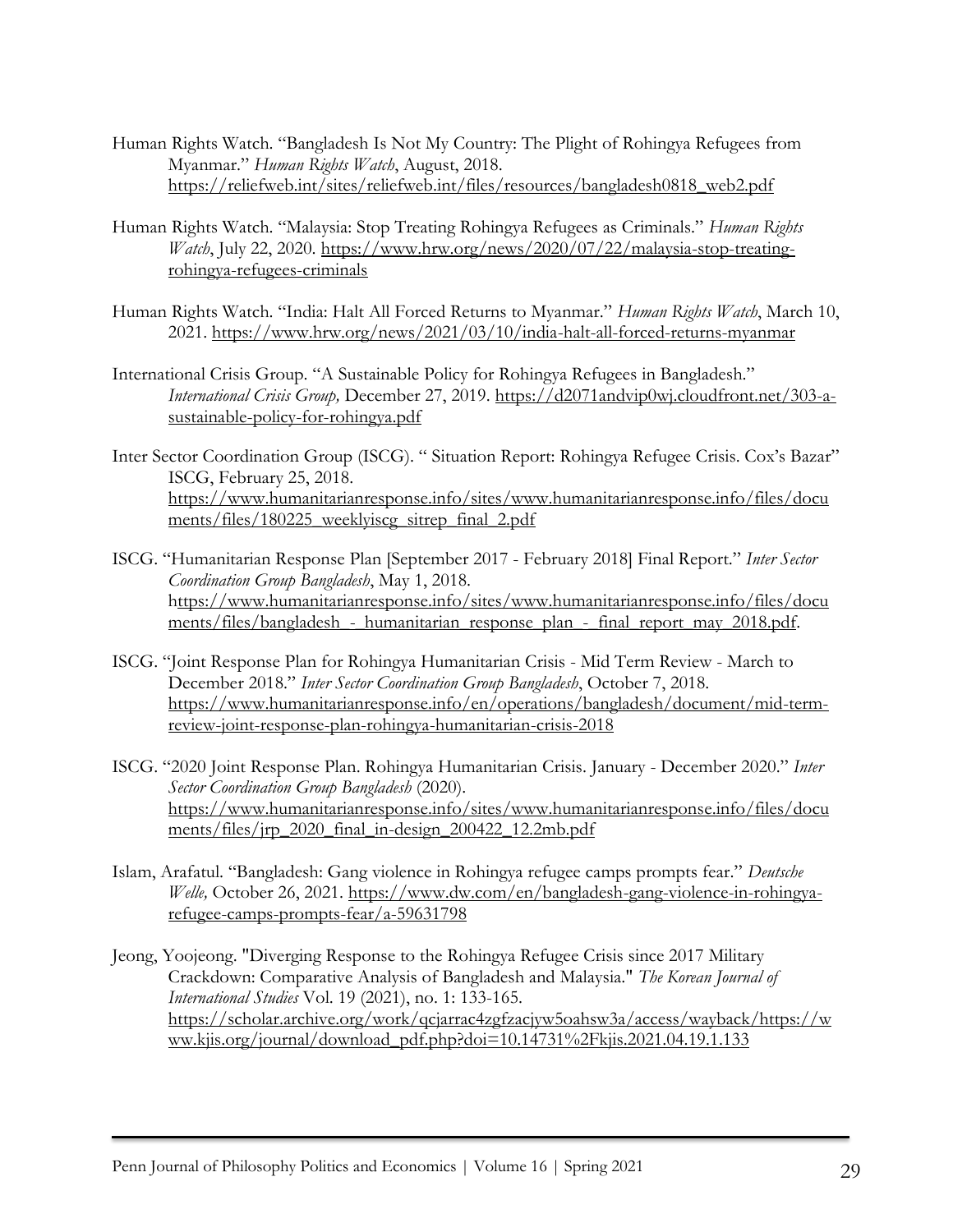Human Rights Watch. "Bangladesh Is Not My Country: The Plight of Rohingya Refugees from Myanmar." *Human Rights Watch*, August, 2018. https://reliefweb.int/sites/reliefweb.int/files/resources/bangladesh0818_web2.pdf

Human Rights Watch. "Malaysia: Stop Treating Rohingya Refugees as Criminals." *Human Rights Watch*, July 22, 2020. https://www.hrw.org/news/2020/07/22/malaysia-stop-treating-rohingya-refugees-criminals

Human Rights Watch. "India: Halt All Forced Returns to Myanmar." *Human Rights Watch*, March 10, 2021. https://www.hrw.org/news/2021/03/10/india-halt-all-forced-returns-myanmar

International Crisis Group. "A Sustainable Policy for Rohingya Refugees in Bangladesh." *International Crisis Group,* December 27, 2019. https://d2071andvip0wj.cloudfront.net/303-a-sustainable-policy-for-rohingya.pdf

Inter Sector Coordination Group (ISCG). " Situation Report: Rohingya Refugee Crisis. Cox's Bazar" ISCG, February 25, 2018. https://www.humanitarianresponse.info/sites/www.humanitarianresponse.info/files/documents/files/180225_weeklyiscg_sitrep_final_2.pdf

ISCG. "Humanitarian Response Plan [September 2017 - February 2018] Final Report." *Inter Sector Coordination Group Bangladesh*, May 1, 2018. https://www.humanitarianresponse.info/sites/www.humanitarianresponse.info/files/documents/files/bangladesh_-_humanitarian_response_plan_-_final_report_may_2018.pdf.

ISCG. "Joint Response Plan for Rohingya Humanitarian Crisis - Mid Term Review - March to December 2018." *Inter Sector Coordination Group Bangladesh*, October 7, 2018. https://www.humanitarianresponse.info/en/operations/bangladesh/document/mid-term-review-joint-response-plan-rohingya-humanitarian-crisis-2018

ISCG. "2020 Joint Response Plan. Rohingya Humanitarian Crisis. January - December 2020." *Inter Sector Coordination Group Bangladesh* (2020). https://www.humanitarianresponse.info/sites/www.humanitarianresponse.info/files/documents/files/jrp_2020_final_in-design_200422_12.2mb.pdf

Islam, Arafatul. "Bangladesh: Gang violence in Rohingya refugee camps prompts fear." *Deutsche Welle,* October 26, 2021. https://www.dw.com/en/bangladesh-gang-violence-in-rohingya-refugee-camps-prompts-fear/a-59631798

Jeong, Yoojeong. "Diverging Response to the Rohingya Refugee Crisis since 2017 Military Crackdown: Comparative Analysis of Bangladesh and Malaysia." *The Korean Journal of International Studies* Vol. 19 (2021), no. 1: 133-165. https://scholar.archive.org/work/qcjarrac4zgfzacjyw5oahsw3a/access/wayback/https://www.kjis.org/journal/download_pdf.php?doi=10.14731%2Fkjis.2021.04.19.1.133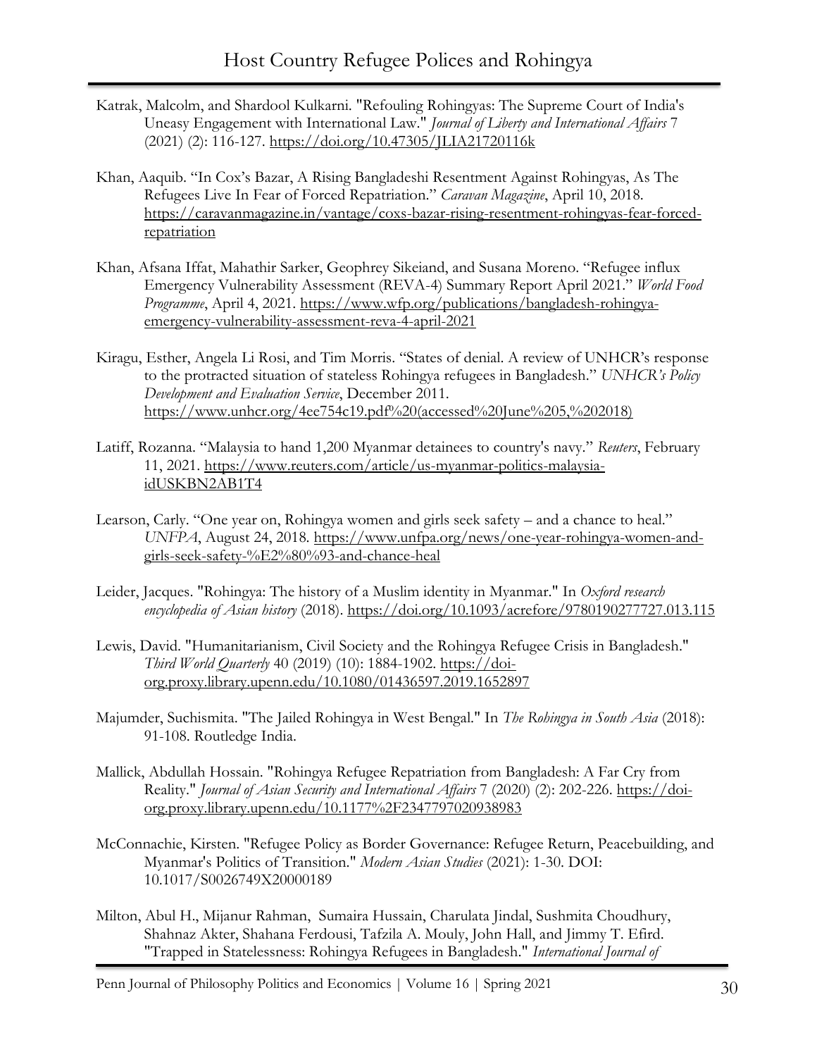Katrak, Malcolm, and Shardool Kulkarni. "Refouling Rohingyas: The Supreme Court of India's Uneasy Engagement with International Law." *Journal of Liberty and International Affairs* 7 (2021) (2): 116-127. https://doi.org/10.47305/JLIA21720116k

Khan, Aaquib. "In Cox's Bazar, A Rising Bangladeshi Resentment Against Rohingyas, As The Refugees Live In Fear of Forced Repatriation." *Caravan Magazine*, April 10, 2018. https://caravanmagazine.in/vantage/coxs-bazar-rising-resentment-rohingyas-fear-forced-repatriation

Khan, Afsana Iffat, Mahathir Sarker, Geophrey Sikeiand, and Susana Moreno. "Refugee influx Emergency Vulnerability Assessment (REVA-4) Summary Report April 2021." *World Food Programme*, April 4, 2021. https://www.wfp.org/publications/bangladesh-rohingya-emergency-vulnerability-assessment-reva-4-april-2021

Kiragu, Esther, Angela Li Rosi, and Tim Morris. "States of denial. A review of UNHCR's response to the protracted situation of stateless Rohingya refugees in Bangladesh." *UNHCR's Policy Development and Evaluation Service*, December 2011. https://www.unhcr.org/4ee754c19.pdf%20(accessed%20June%205,%202018)

Latiff, Rozanna. "Malaysia to hand 1,200 Myanmar detainees to country's navy." *Reuters*, February 11, 2021. https://www.reuters.com/article/us-myanmar-politics-malaysia-idUSKBN2AB1T4

Learson, Carly. "One year on, Rohingya women and girls seek safety – and a chance to heal." *UNFPA*, August 24, 2018. https://www.unfpa.org/news/one-year-rohingya-women-and-girls-seek-safety-%E2%80%93-and-chance-heal

Leider, Jacques. "Rohingya: The history of a Muslim identity in Myanmar." In *Oxford research encyclopedia of Asian history* (2018). https://doi.org/10.1093/acrefore/9780190277727.013.115

Lewis, David. "Humanitarianism, Civil Society and the Rohingya Refugee Crisis in Bangladesh." *Third World Quarterly* 40 (2019) (10): 1884-1902. https://doi-org.proxy.library.upenn.edu/10.1080/01436597.2019.1652897

Majumder, Suchismita. "The Jailed Rohingya in West Bengal." In *The Rohingya in South Asia* (2018): 91-108. Routledge India.

Mallick, Abdullah Hossain. "Rohingya Refugee Repatriation from Bangladesh: A Far Cry from Reality." *Journal of Asian Security and International Affairs* 7 (2020) (2): 202-226. https://doi-org.proxy.library.upenn.edu/10.1177%2F2347797020938983

McConnachie, Kirsten. "Refugee Policy as Border Governance: Refugee Return, Peacebuilding, and Myanmar's Politics of Transition." *Modern Asian Studies* (2021): 1-30. DOI: 10.1017/S0026749X20000189

Milton, Abul H., Mijanur Rahman, Sumaira Hussain, Charulata Jindal, Sushmita Choudhury, Shahnaz Akter, Shahana Ferdousi, Tafzila A. Mouly, John Hall, and Jimmy T. Efird. "Trapped in Statelessness: Rohingya Refugees in Bangladesh." *International Journal of*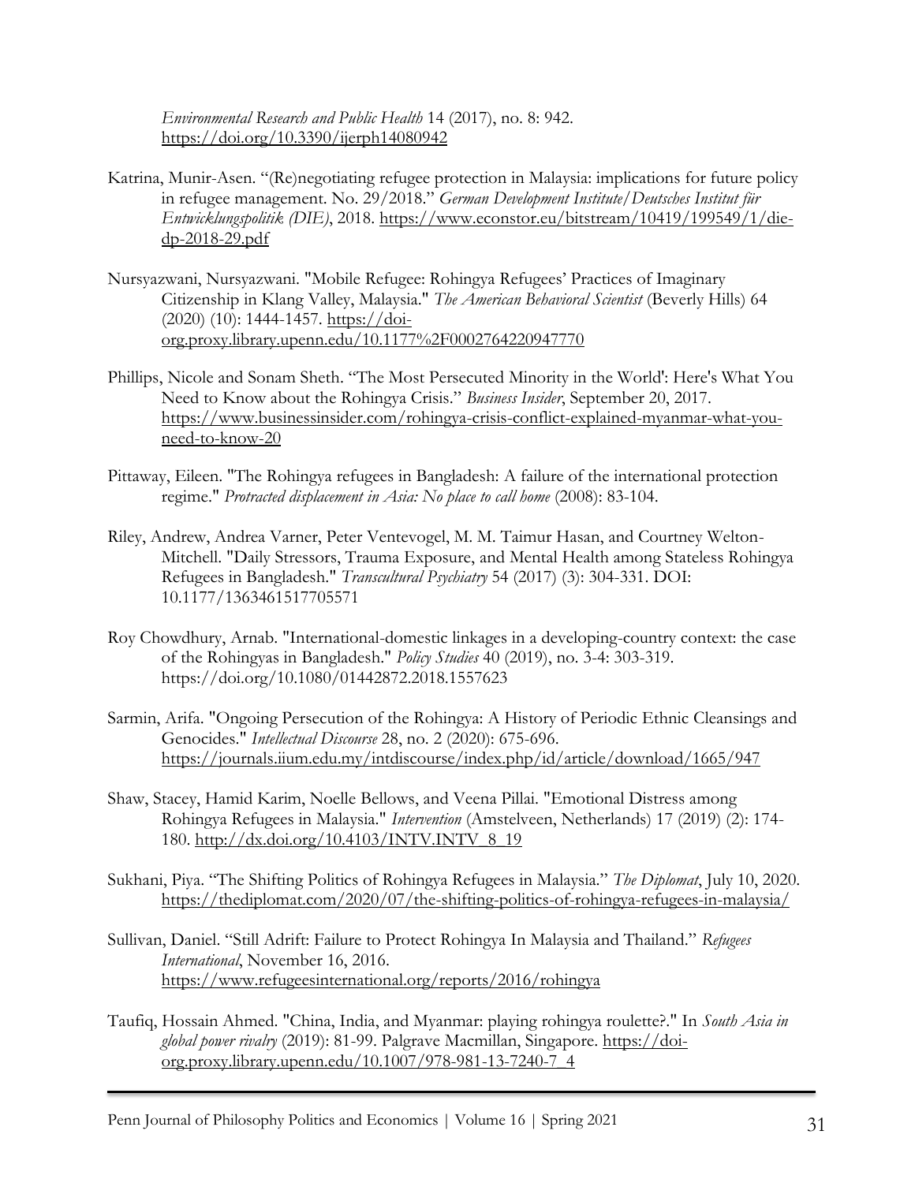*Environmental Research and Public Health* 14 (2017), no. 8: 942. https://doi.org/10.3390/ijerph14080942

Katrina, Munir-Asen. "(Re)negotiating refugee protection in Malaysia: implications for future policy in refugee management. No. 29/2018." *German Development Institute/Deutsches Institut für Entwicklungspolitik (DIE)*, 2018. https://www.econstor.eu/bitstream/10419/199549/1/die-dp-2018-29.pdf

Nursyazwani, Nursyazwani. "Mobile Refugee: Rohingya Refugees' Practices of Imaginary Citizenship in Klang Valley, Malaysia." *The American Behavioral Scientist* (Beverly Hills) 64 (2020) (10): 1444-1457. https://doi-org.proxy.library.upenn.edu/10.1177%2F0002764220947770

Phillips, Nicole and Sonam Sheth. "The Most Persecuted Minority in the World': Here's What You Need to Know about the Rohingya Crisis." *Business Insider*, September 20, 2017. https://www.businessinsider.com/rohingya-crisis-conflict-explained-myanmar-what-you-need-to-know-20

Pittaway, Eileen. "The Rohingya refugees in Bangladesh: A failure of the international protection regime." *Protracted displacement in Asia: No place to call home* (2008): 83-104.

Riley, Andrew, Andrea Varner, Peter Ventevogel, M. M. Taimur Hasan, and Courtney Welton-Mitchell. "Daily Stressors, Trauma Exposure, and Mental Health among Stateless Rohingya Refugees in Bangladesh." *Transcultural Psychiatry* 54 (2017) (3): 304-331. DOI: 10.1177/1363461517705571

Roy Chowdhury, Arnab. "International-domestic linkages in a developing-country context: the case of the Rohingyas in Bangladesh." *Policy Studies* 40 (2019), no. 3-4: 303-319. https://doi.org/10.1080/01442872.2018.1557623

Sarmin, Arifa. "Ongoing Persecution of the Rohingya: A History of Periodic Ethnic Cleansings and Genocides." *Intellectual Discourse* 28, no. 2 (2020): 675-696. https://journals.iium.edu.my/intdiscourse/index.php/id/article/download/1665/947

Shaw, Stacey, Hamid Karim, Noelle Bellows, and Veena Pillai. "Emotional Distress among Rohingya Refugees in Malaysia." *Intervention* (Amstelveen, Netherlands) 17 (2019) (2): 174-180. http://dx.doi.org/10.4103/INTV.INTV_8_19

Sukhani, Piya. "The Shifting Politics of Rohingya Refugees in Malaysia." *The Diplomat*, July 10, 2020. https://thediplomat.com/2020/07/the-shifting-politics-of-rohingya-refugees-in-malaysia/

Sullivan, Daniel. "Still Adrift: Failure to Protect Rohingya In Malaysia and Thailand." *Refugees International*, November 16, 2016. https://www.refugeesinternational.org/reports/2016/rohingya

Taufiq, Hossain Ahmed. "China, India, and Myanmar: playing rohingya roulette?." In *South Asia in global power rivalry* (2019): 81-99. Palgrave Macmillan, Singapore. https://doi-org.proxy.library.upenn.edu/10.1007/978-981-13-7240-7_4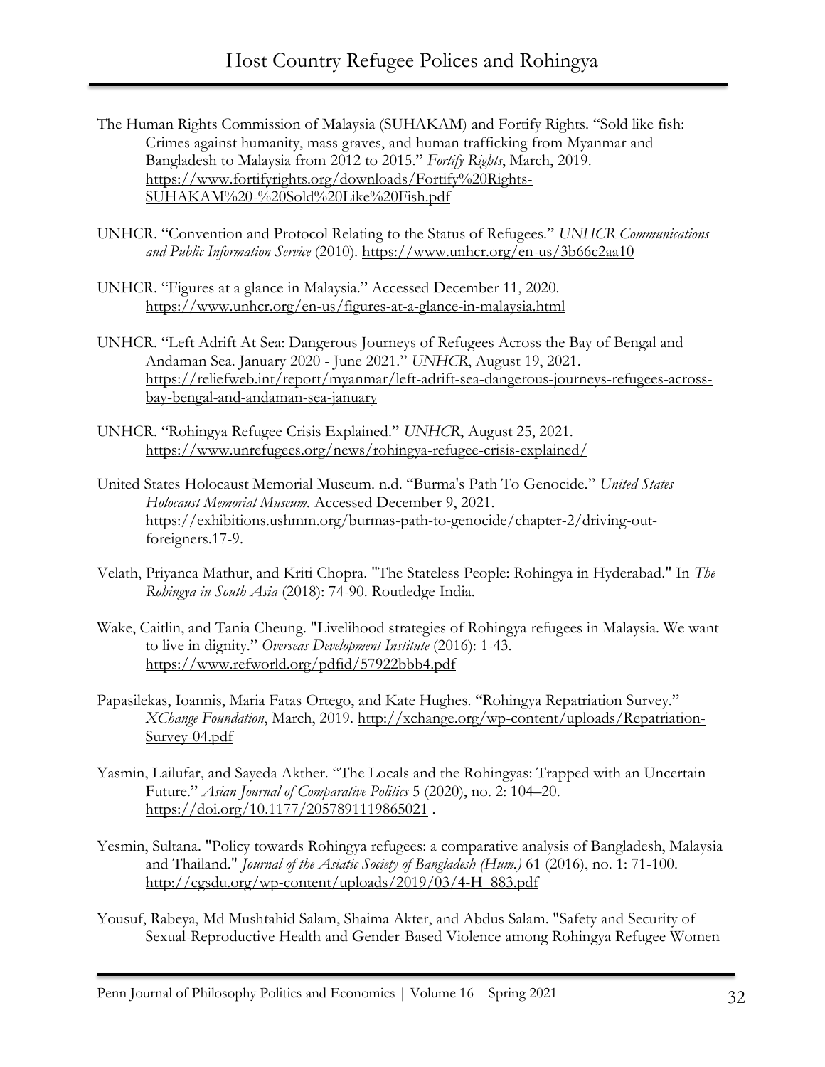The Human Rights Commission of Malaysia (SUHAKAM) and Fortify Rights. "Sold like fish: Crimes against humanity, mass graves, and human trafficking from Myanmar and Bangladesh to Malaysia from 2012 to 2015." *Fortify Rights*, March, 2019. https://www.fortifyrights.org/downloads/Fortify%20Rights-SUHAKAM%20-%20Sold%20Like%20Fish.pdf

UNHCR. "Convention and Protocol Relating to the Status of Refugees." *UNHCR Communications and Public Information Service* (2010). https://www.unhcr.org/en-us/3b66c2aa10

UNHCR. "Figures at a glance in Malaysia." Accessed December 11, 2020. https://www.unhcr.org/en-us/figures-at-a-glance-in-malaysia.html

UNHCR. "Left Adrift At Sea: Dangerous Journeys of Refugees Across the Bay of Bengal and Andaman Sea. January 2020 - June 2021." *UNHCR*, August 19, 2021. https://reliefweb.int/report/myanmar/left-adrift-sea-dangerous-journeys-refugees-across-bay-bengal-and-andaman-sea-january

UNHCR. "Rohingya Refugee Crisis Explained." *UNHCR*, August 25, 2021. https://www.unrefugees.org/news/rohingya-refugee-crisis-explained/

United States Holocaust Memorial Museum. n.d. "Burma's Path To Genocide." *United States Holocaust Memorial Museum.* Accessed December 9, 2021. https://exhibitions.ushmm.org/burmas-path-to-genocide/chapter-2/driving-out-foreigners.17-9.

Velath, Priyanca Mathur, and Kriti Chopra. "The Stateless People: Rohingya in Hyderabad." In *The Rohingya in South Asia* (2018): 74-90. Routledge India.

Wake, Caitlin, and Tania Cheung. "Livelihood strategies of Rohingya refugees in Malaysia. We want to live in dignity." *Overseas Development Institute* (2016): 1-43. https://www.refworld.org/pdfid/57922bbb4.pdf

Papasilekas, Ioannis, Maria Fatas Ortego, and Kate Hughes. "Rohingya Repatriation Survey." *XChange Foundation*, March, 2019. http://xchange.org/wp-content/uploads/Repatriation-Survey-04.pdf

Yasmin, Lailufar, and Sayeda Akther. "The Locals and the Rohingyas: Trapped with an Uncertain Future." *Asian Journal of Comparative Politics* 5 (2020), no. 2: 104–20. https://doi.org/10.1177/2057891119865021 .

Yesmin, Sultana. "Policy towards Rohingya refugees: a comparative analysis of Bangladesh, Malaysia and Thailand." *Journal of the Asiatic Society of Bangladesh (Hum.)* 61 (2016), no. 1: 71-100. http://cgsdu.org/wp-content/uploads/2019/03/4-H_883.pdf

Yousuf, Rabeya, Md Mushtahid Salam, Shaima Akter, and Abdus Salam. "Safety and Security of Sexual-Reproductive Health and Gender-Based Violence among Rohingya Refugee Women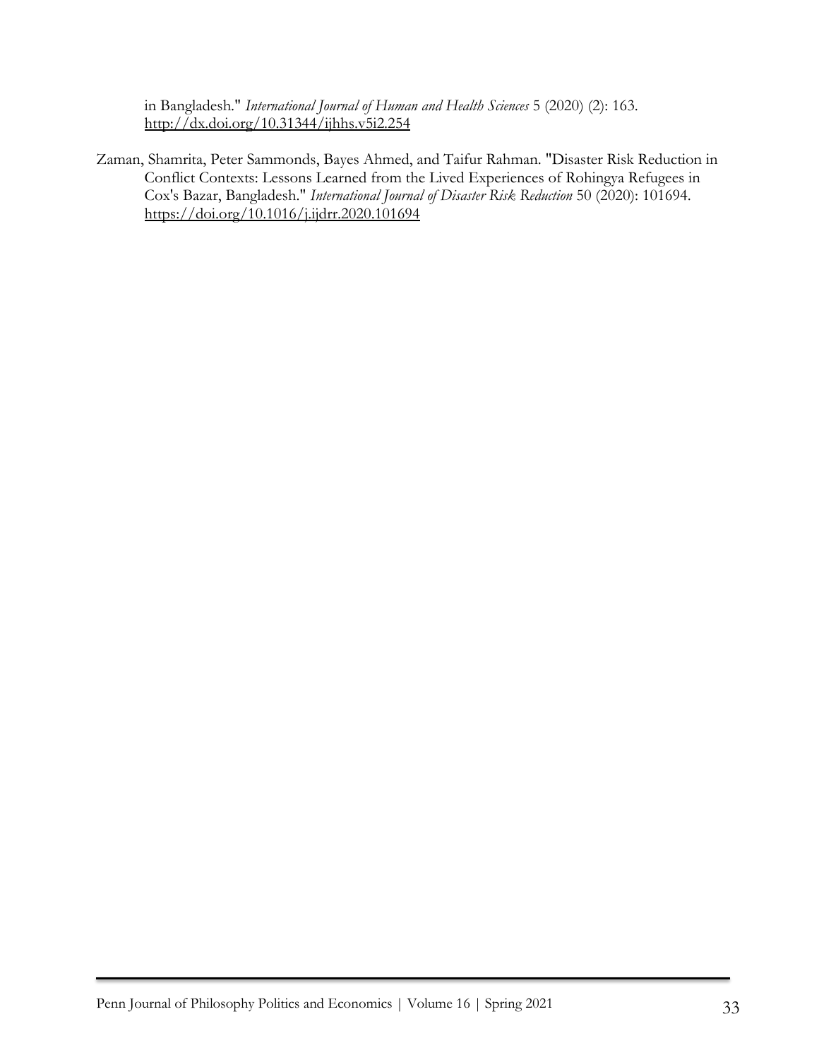in Bangladesh." *International Journal of Human and Health Sciences* 5 (2020) (2): 163. http://dx.doi.org/10.31344/ijhhs.v5i2.254

Zaman, Shamrita, Peter Sammonds, Bayes Ahmed, and Taifur Rahman. "Disaster Risk Reduction in Conflict Contexts: Lessons Learned from the Lived Experiences of Rohingya Refugees in Cox's Bazar, Bangladesh." *International Journal of Disaster Risk Reduction* 50 (2020): 101694. https://doi.org/10.1016/j.ijdrr.2020.101694